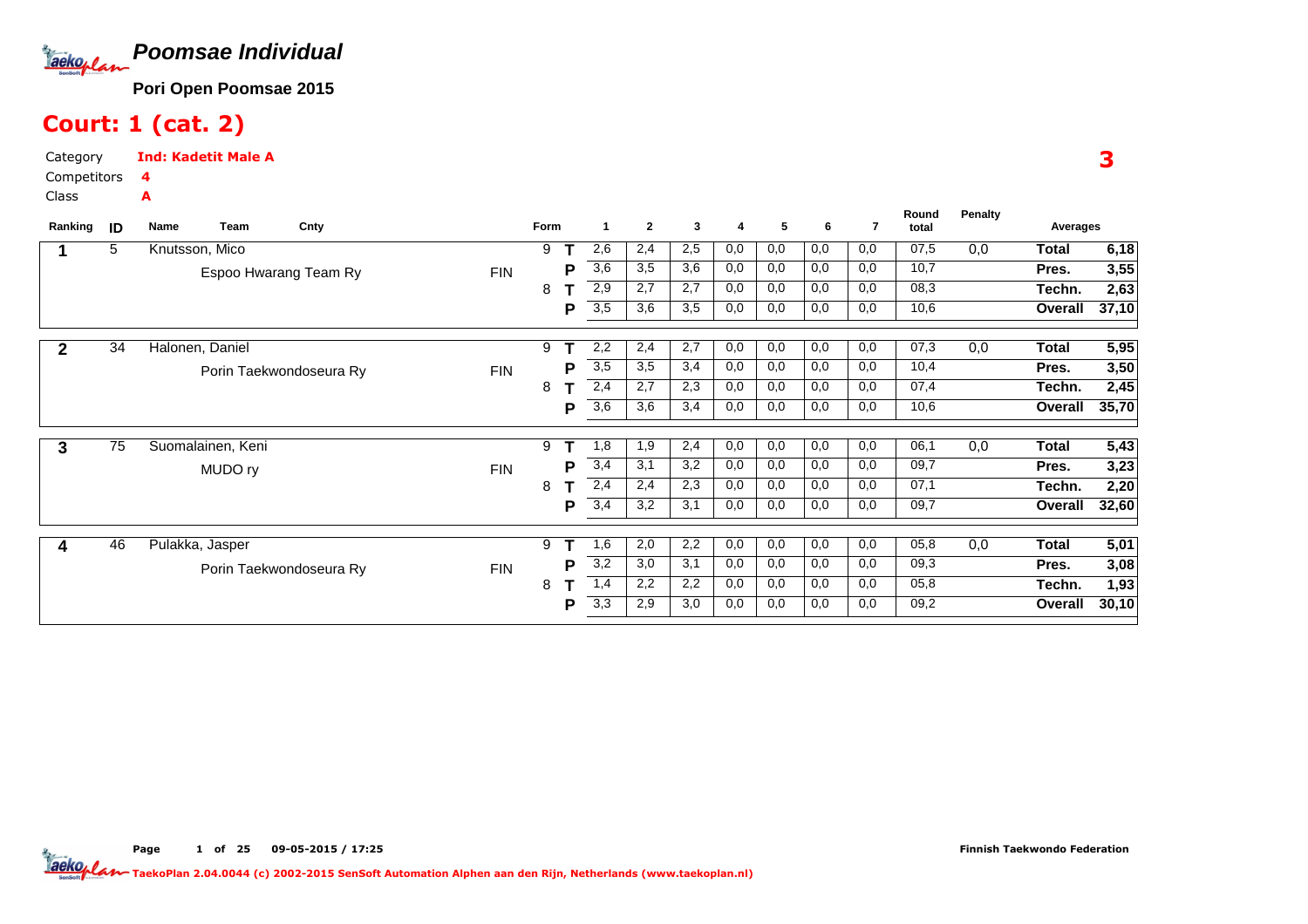# Poomsae Individual

**Pori Open Poomsae 2015**

## Court: 1 (cat. 2)

Category **Ind: Kadetit Male A**

Competitors **4**

Class **A**

3

| Ranking | ID | Name / Team | Cnty | Form | | 1 | 2 | 3 | 4 | 5 | 6 | 7 | Round total | Penalty | Averages | |
|---|---|---|---|---|---|---|---|---|---|---|---|---|---|---|---|---|
| 1 | 5 | Knutsson, Mico | | 9 | T | 2,6 | 2,4 | 2,5 | 0,0 | 0,0 | 0,0 | 0,0 | 07,5 | 0,0 | **Total** | **6,18** |
| | | Espoo Hwarang Team Ry | FIN | | P | 3,6 | 3,5 | 3,6 | 0,0 | 0,0 | 0,0 | 0,0 | 10,7 | | **Pres.** | **3,55** |
| | | | | 8 | T | 2,9 | 2,7 | 2,7 | 0,0 | 0,0 | 0,0 | 0,0 | 08,3 | | **Techn.** | **2,63** |
| | | | | | P | 3,5 | 3,6 | 3,5 | 0,0 | 0,0 | 0,0 | 0,0 | 10,6 | | **Overall** | **37,10** |
| 2 | 34 | Halonen, Daniel | | 9 | T | 2,2 | 2,4 | 2,7 | 0,0 | 0,0 | 0,0 | 0,0 | 07,3 | 0,0 | **Total** | **5,95** |
| | | Porin Taekwondoseura Ry | FIN | | P | 3,5 | 3,5 | 3,4 | 0,0 | 0,0 | 0,0 | 0,0 | 10,4 | | **Pres.** | **3,50** |
| | | | | 8 | T | 2,4 | 2,7 | 2,3 | 0,0 | 0,0 | 0,0 | 0,0 | 07,4 | | **Techn.** | **2,45** |
| | | | | | P | 3,6 | 3,6 | 3,4 | 0,0 | 0,0 | 0,0 | 0,0 | 10,6 | | **Overall** | **35,70** |
| 3 | 75 | Suomalainen, Keni | | 9 | T | 1,8 | 1,9 | 2,4 | 0,0 | 0,0 | 0,0 | 0,0 | 06,1 | 0,0 | **Total** | **5,43** |
| | | MUDO ry | FIN | | P | 3,4 | 3,1 | 3,2 | 0,0 | 0,0 | 0,0 | 0,0 | 09,7 | | **Pres.** | **3,23** |
| | | | | 8 | T | 2,4 | 2,4 | 2,3 | 0,0 | 0,0 | 0,0 | 0,0 | 07,1 | | **Techn.** | **2,20** |
| | | | | | P | 3,4 | 3,2 | 3,1 | 0,0 | 0,0 | 0,0 | 0,0 | 09,7 | | **Overall** | **32,60** |
| 4 | 46 | Pulakka, Jasper | | 9 | T | 1,6 | 2,0 | 2,2 | 0,0 | 0,0 | 0,0 | 0,0 | 05,8 | 0,0 | **Total** | **5,01** |
| | | Porin Taekwondoseura Ry | FIN | | P | 3,2 | 3,0 | 3,1 | 0,0 | 0,0 | 0,0 | 0,0 | 09,3 | | **Pres.** | **3,08** |
| | | | | 8 | T | 1,4 | 2,2 | 2,2 | 0,0 | 0,0 | 0,0 | 0,0 | 05,8 | | **Techn.** | **1,93** |
| | | | | | P | 3,3 | 2,9 | 3,0 | 0,0 | 0,0 | 0,0 | 0,0 | 09,2 | | **Overall** | **30,10** |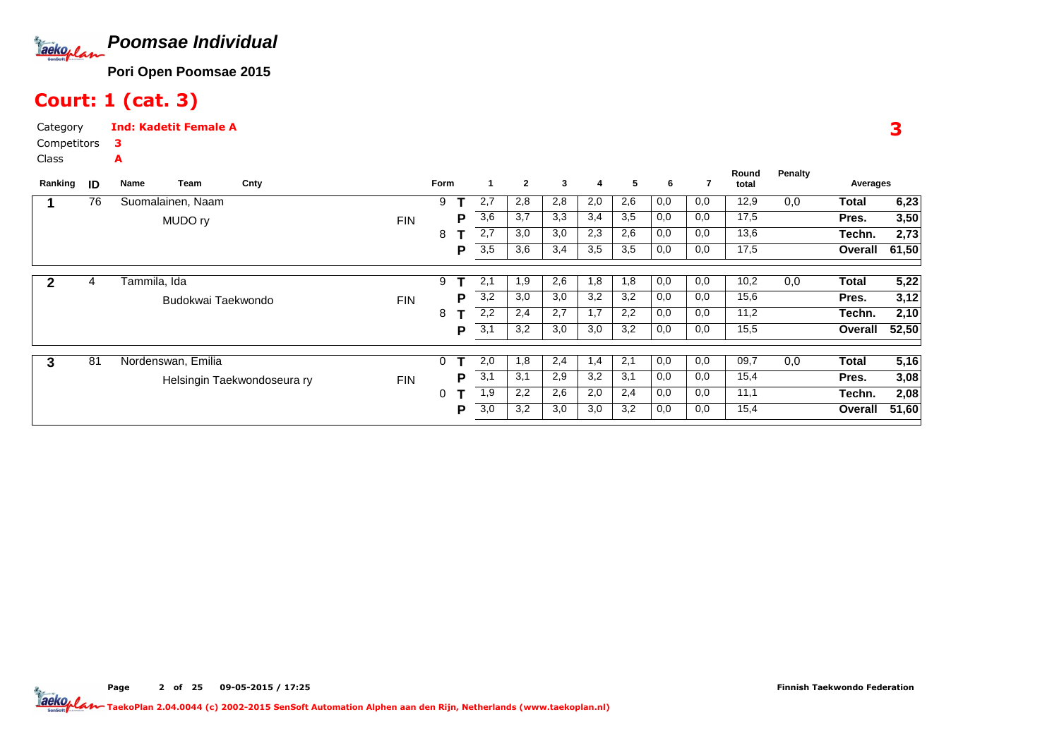# Poomsae Individual

**Pori Open Poomsae 2015**

## Court: 1 (cat. 3)

Category **Ind: Kadetit Female A**

Competitors **3**

Class **A**

**3**

| Ranking | ID | Name / Team | Cnty | Form | | 1 | 2 | 3 | 4 | 5 | 6 | 7 | Round total | Penalty | Averages | |
|---|---|---|---|---|---|---|---|---|---|---|---|---|---|---|---|---|
| 1 | 76 | Suomalainen, Naam | | 9 | T | 2,7 | 2,8 | 2,8 | 2,0 | 2,6 | 0,0 | 0,0 | 12,9 | 0,0 | Total | 6,23 |
| | | MUDO ry | FIN | | P | 3,6 | 3,7 | 3,3 | 3,4 | 3,5 | 0,0 | 0,0 | 17,5 | | Pres. | 3,50 |
| | | | | 8 | T | 2,7 | 3,0 | 3,0 | 2,3 | 2,6 | 0,0 | 0,0 | 13,6 | | Techn. | 2,73 |
| | | | | | P | 3,5 | 3,6 | 3,4 | 3,5 | 3,5 | 0,0 | 0,0 | 17,5 | | Overall | 61,50 |
| 2 | 4 | Tammila, Ida | | 9 | T | 2,1 | 1,9 | 2,6 | 1,8 | 1,8 | 0,0 | 0,0 | 10,2 | 0,0 | Total | 5,22 |
| | | Budokwai Taekwondo | FIN | | P | 3,2 | 3,0 | 3,0 | 3,2 | 3,2 | 0,0 | 0,0 | 15,6 | | Pres. | 3,12 |
| | | | | 8 | T | 2,2 | 2,4 | 2,7 | 1,7 | 2,2 | 0,0 | 0,0 | 11,2 | | Techn. | 2,10 |
| | | | | | P | 3,1 | 3,2 | 3,0 | 3,0 | 3,2 | 0,0 | 0,0 | 15,5 | | Overall | 52,50 |
| 3 | 81 | Nordenswan, Emilia | | 0 | T | 2,0 | 1,8 | 2,4 | 1,4 | 2,1 | 0,0 | 0,0 | 09,7 | 0,0 | Total | 5,16 |
| | | Helsingin Taekwondoseura ry | FIN | | P | 3,1 | 3,1 | 2,9 | 3,2 | 3,1 | 0,0 | 0,0 | 15,4 | | Pres. | 3,08 |
| | | | | 0 | T | 1,9 | 2,2 | 2,6 | 2,0 | 2,4 | 0,0 | 0,0 | 11,1 | | Techn. | 2,08 |
| | | | | | P | 3,0 | 3,2 | 3,0 | 3,0 | 3,2 | 0,0 | 0,0 | 15,4 | | Overall | 51,60 |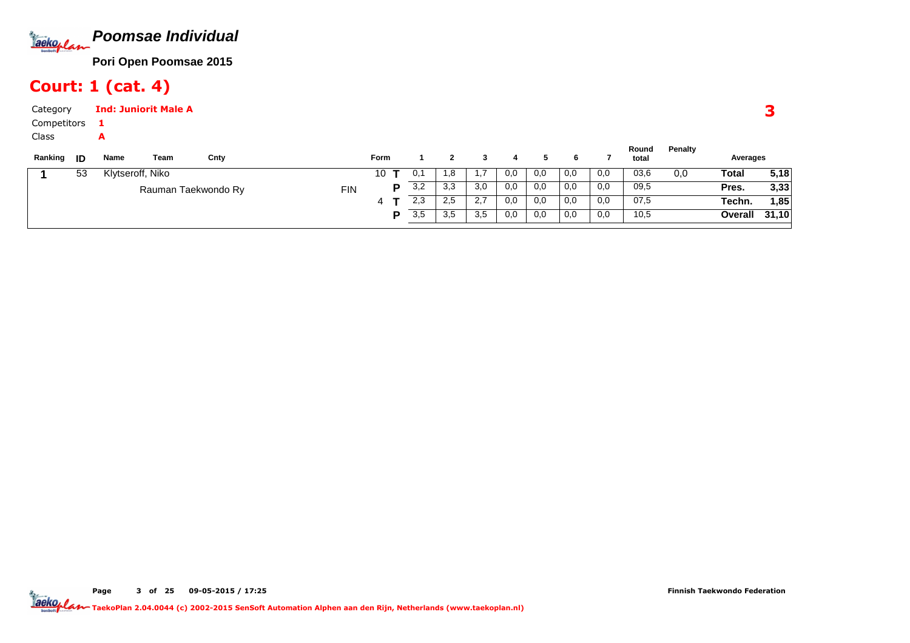# Poomsae Individual

**Pori Open Poomsae 2015**

## Court: 1 (cat. 4)

Category **Ind: Juniorit Male A**

Competitors **1**

Class **A**

**3**

| Ranking | ID | Name | Team | Cnty | Form | | 1 | 2 | 3 | 4 | 5 | 6 | 7 | Round total | Penalty | Averages | |
|---|---|---|---|---|---|---|---|---|---|---|---|---|---|---|---|---|---|
| **1** | 53 | Klytseroff, Niko | | | 10 | **T** | 0,1 | 1,8 | 1,7 | 0,0 | 0,0 | 0,0 | 0,0 | 03,6 | 0,0 | **Total** | **5,18** |
| | | | Rauman Taekwondo Ry | FIN | | **P** | 3,2 | 3,3 | 3,0 | 0,0 | 0,0 | 0,0 | 0,0 | 09,5 | | **Pres.** | **3,33** |
| | | | | | 4 | **T** | 2,3 | 2,5 | 2,7 | 0,0 | 0,0 | 0,0 | 0,0 | 07,5 | | **Techn.** | **1,85** |
| | | | | | | **P** | 3,5 | 3,5 | 3,5 | 0,0 | 0,0 | 0,0 | 0,0 | 10,5 | | **Overall** | **31,10** |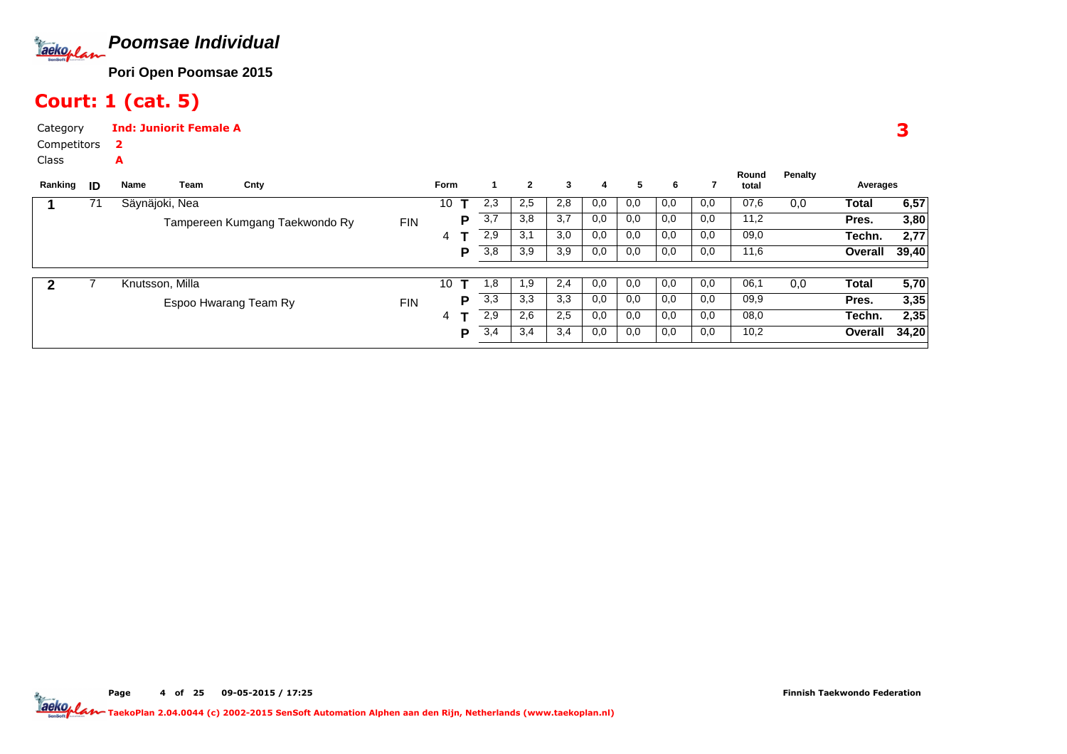# Poomsae Individual

**Pori Open Poomsae 2015**

## Court: 1 (cat. 5)

Category **Ind: Juniorit Female A**

Competitors **2**

Class **A**

**3**

| Ranking | ID | Name | Team | Cnty | Form | | 1 | 2 | 3 | 4 | 5 | 6 | 7 | Round total | Penalty | Averages | |
|---|---|---|---|---|---|---|---|---|---|---|---|---|---|---|---|---|---|
| 1 | 71 | Säynäjoki, Nea | | | 10 | T | 2,3 | 2,5 | 2,8 | 0,0 | 0,0 | 0,0 | 0,0 | 07,6 | 0,0 | Total | 6,57 |
| | | | Tampereen Kumgang Taekwondo Ry | FIN | | P | 3,7 | 3,8 | 3,7 | 0,0 | 0,0 | 0,0 | 0,0 | 11,2 | | Pres. | 3,80 |
| | | | | | 4 | T | 2,9 | 3,1 | 3,0 | 0,0 | 0,0 | 0,0 | 0,0 | 09,0 | | Techn. | 2,77 |
| | | | | | | P | 3,8 | 3,9 | 3,9 | 0,0 | 0,0 | 0,0 | 0,0 | 11,6 | | Overall | 39,40 |
| 2 | 7 | Knutsson, Milla | | | 10 | T | 1,8 | 1,9 | 2,4 | 0,0 | 0,0 | 0,0 | 0,0 | 06,1 | 0,0 | Total | 5,70 |
| | | | Espoo Hwarang Team Ry | FIN | | P | 3,3 | 3,3 | 3,3 | 0,0 | 0,0 | 0,0 | 0,0 | 09,9 | | Pres. | 3,35 |
| | | | | | 4 | T | 2,9 | 2,6 | 2,5 | 0,0 | 0,0 | 0,0 | 0,0 | 08,0 | | Techn. | 2,35 |
| | | | | | | P | 3,4 | 3,4 | 3,4 | 0,0 | 0,0 | 0,0 | 0,0 | 10,2 | | Overall | 34,20 |

Page 4 of 25 09-05-2015 / 17:25

Finnish Taekwondo Federation

TaekoPlan 2.04.0044 (c) 2002-2015 SenSoft Automation Alphen aan den Rijn, Netherlands (www.taekoplan.nl)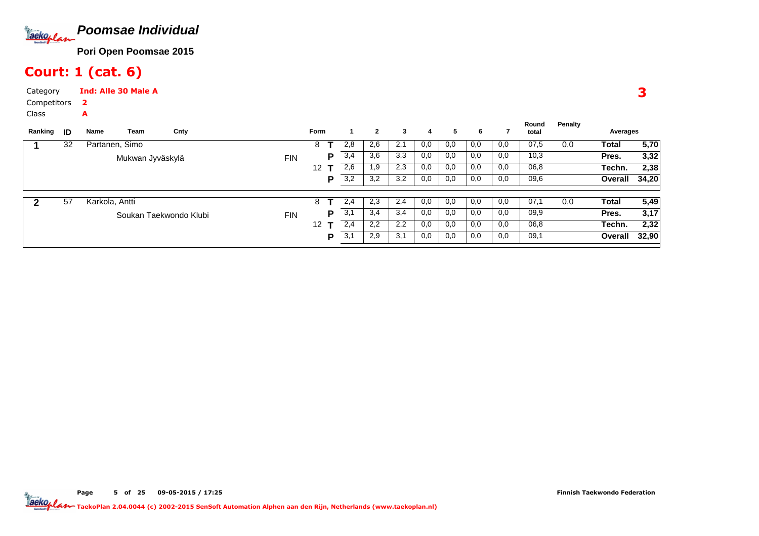# Poomsae Individual

**Pori Open Poomsae 2015**

## Court: 1 (cat. 6)

Category **Ind: Alle 30 Male A**
Competitors **2**
Class **A**

**3**

| Ranking | ID | Name / Team | Cnty | Form | | 1 | 2 | 3 | 4 | 5 | 6 | 7 | Round total | Penalty | Averages | |
|---|---|---|---|---|---|---|---|---|---|---|---|---|---|---|---|---|
| 1 | 32 | Partanen, Simo | | 8 | T | 2,8 | 2,6 | 2,1 | 0,0 | 0,0 | 0,0 | 0,0 | 07,5 | 0,0 | Total | 5,70 |
| | | Mukwan Jyväskylä | FIN | | P | 3,4 | 3,6 | 3,3 | 0,0 | 0,0 | 0,0 | 0,0 | 10,3 | | Pres. | 3,32 |
| | | | | 12 | T | 2,6 | 1,9 | 2,3 | 0,0 | 0,0 | 0,0 | 0,0 | 06,8 | | Techn. | 2,38 |
| | | | | | P | 3,2 | 3,2 | 3,2 | 0,0 | 0,0 | 0,0 | 0,0 | 09,6 | | Overall | 34,20 |
| 2 | 57 | Karkola, Antti | | 8 | T | 2,4 | 2,3 | 2,4 | 0,0 | 0,0 | 0,0 | 0,0 | 07,1 | 0,0 | Total | 5,49 |
| | | Soukan Taekwondo Klubi | FIN | | P | 3,1 | 3,4 | 3,4 | 0,0 | 0,0 | 0,0 | 0,0 | 09,9 | | Pres. | 3,17 |
| | | | | 12 | T | 2,4 | 2,2 | 2,2 | 0,0 | 0,0 | 0,0 | 0,0 | 06,8 | | Techn. | 2,32 |
| | | | | | P | 3,1 | 2,9 | 3,1 | 0,0 | 0,0 | 0,0 | 0,0 | 09,1 | | Overall | 32,90 |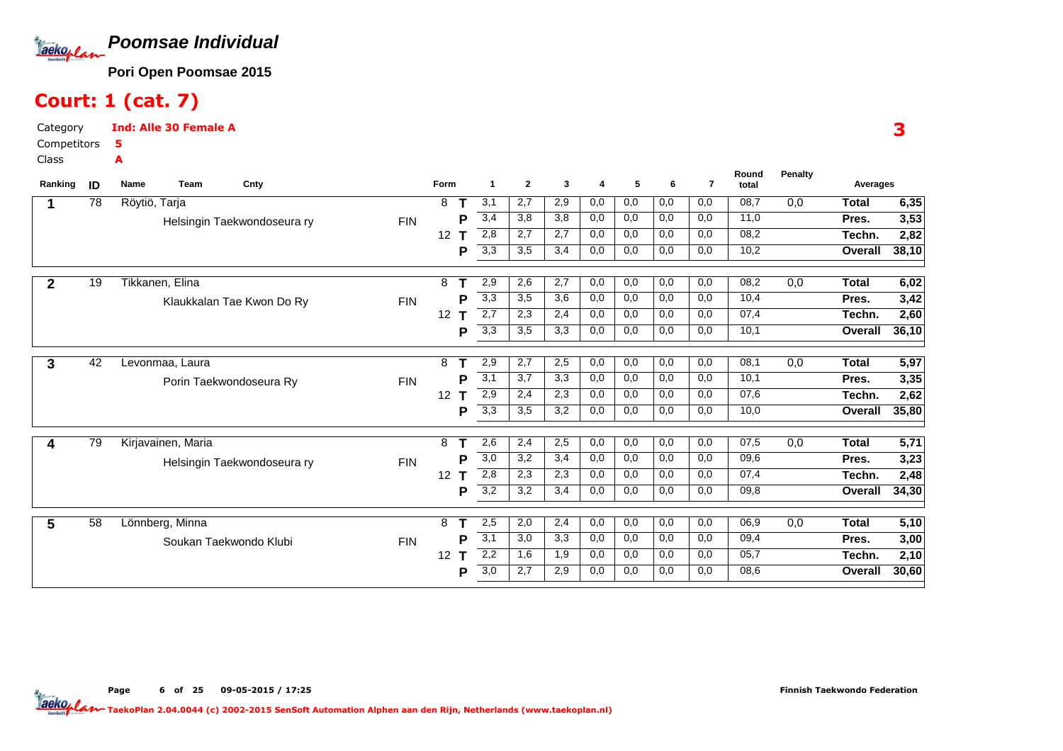# Poomsae Individual

**Pori Open Poomsae 2015**

## Court: 1 (cat. 7)

Category **Ind: Alle 30 Female A**

Competitors **5**

Class **A**

3

| Ranking | ID | Name | Team | Cnty | Form | | 1 | 2 | 3 | 4 | 5 | 6 | 7 | Round total | Penalty | Averages | |
|---|---|---|---|---|---|---|---|---|---|---|---|---|---|---|---|---|---|
| 1 | 78 | Röytiö, Tarja | Helsingin Taekwondoseura ry | FIN | 8 | T | 3,1 | 2,7 | 2,9 | 0,0 | 0,0 | 0,0 | 0,0 | 08,7 | 0,0 | Total | 6,35 |
| | | | | | | P | 3,4 | 3,8 | 3,8 | 0,0 | 0,0 | 0,0 | 0,0 | 11,0 | | Pres. | 3,53 |
| | | | | | 12 | T | 2,8 | 2,7 | 2,7 | 0,0 | 0,0 | 0,0 | 0,0 | 08,2 | | Techn. | 2,82 |
| | | | | | | P | 3,3 | 3,5 | 3,4 | 0,0 | 0,0 | 0,0 | 0,0 | 10,2 | | Overall | 38,10 |
| 2 | 19 | Tikkanen, Elina | Klaukkalan Tae Kwon Do Ry | FIN | 8 | T | 2,9 | 2,6 | 2,7 | 0,0 | 0,0 | 0,0 | 0,0 | 08,2 | 0,0 | Total | 6,02 |
| | | | | | | P | 3,3 | 3,5 | 3,6 | 0,0 | 0,0 | 0,0 | 0,0 | 10,4 | | Pres. | 3,42 |
| | | | | | 12 | T | 2,7 | 2,3 | 2,4 | 0,0 | 0,0 | 0,0 | 0,0 | 07,4 | | Techn. | 2,60 |
| | | | | | | P | 3,3 | 3,5 | 3,3 | 0,0 | 0,0 | 0,0 | 0,0 | 10,1 | | Overall | 36,10 |
| 3 | 42 | Levonmaa, Laura | Porin Taekwondoseura Ry | FIN | 8 | T | 2,9 | 2,7 | 2,5 | 0,0 | 0,0 | 0,0 | 0,0 | 08,1 | 0,0 | Total | 5,97 |
| | | | | | | P | 3,1 | 3,7 | 3,3 | 0,0 | 0,0 | 0,0 | 0,0 | 10,1 | | Pres. | 3,35 |
| | | | | | 12 | T | 2,9 | 2,4 | 2,3 | 0,0 | 0,0 | 0,0 | 0,0 | 07,6 | | Techn. | 2,62 |
| | | | | | | P | 3,3 | 3,5 | 3,2 | 0,0 | 0,0 | 0,0 | 0,0 | 10,0 | | Overall | 35,80 |
| 4 | 79 | Kirjavainen, Maria | Helsingin Taekwondoseura ry | FIN | 8 | T | 2,6 | 2,4 | 2,5 | 0,0 | 0,0 | 0,0 | 0,0 | 07,5 | 0,0 | Total | 5,71 |
| | | | | | | P | 3,0 | 3,2 | 3,4 | 0,0 | 0,0 | 0,0 | 0,0 | 09,6 | | Pres. | 3,23 |
| | | | | | 12 | T | 2,8 | 2,3 | 2,3 | 0,0 | 0,0 | 0,0 | 0,0 | 07,4 | | Techn. | 2,48 |
| | | | | | | P | 3,2 | 3,2 | 3,4 | 0,0 | 0,0 | 0,0 | 0,0 | 09,8 | | Overall | 34,30 |
| 5 | 58 | Lönnberg, Minna | Soukan Taekwondo Klubi | FIN | 8 | T | 2,5 | 2,0 | 2,4 | 0,0 | 0,0 | 0,0 | 0,0 | 06,9 | 0,0 | Total | 5,10 |
| | | | | | | P | 3,1 | 3,0 | 3,3 | 0,0 | 0,0 | 0,0 | 0,0 | 09,4 | | Pres. | 3,00 |
| | | | | | 12 | T | 2,2 | 1,6 | 1,9 | 0,0 | 0,0 | 0,0 | 0,0 | 05,7 | | Techn. | 2,10 |
| | | | | | | P | 3,0 | 2,7 | 2,9 | 0,0 | 0,0 | 0,0 | 0,0 | 08,6 | | Overall | 30,60 |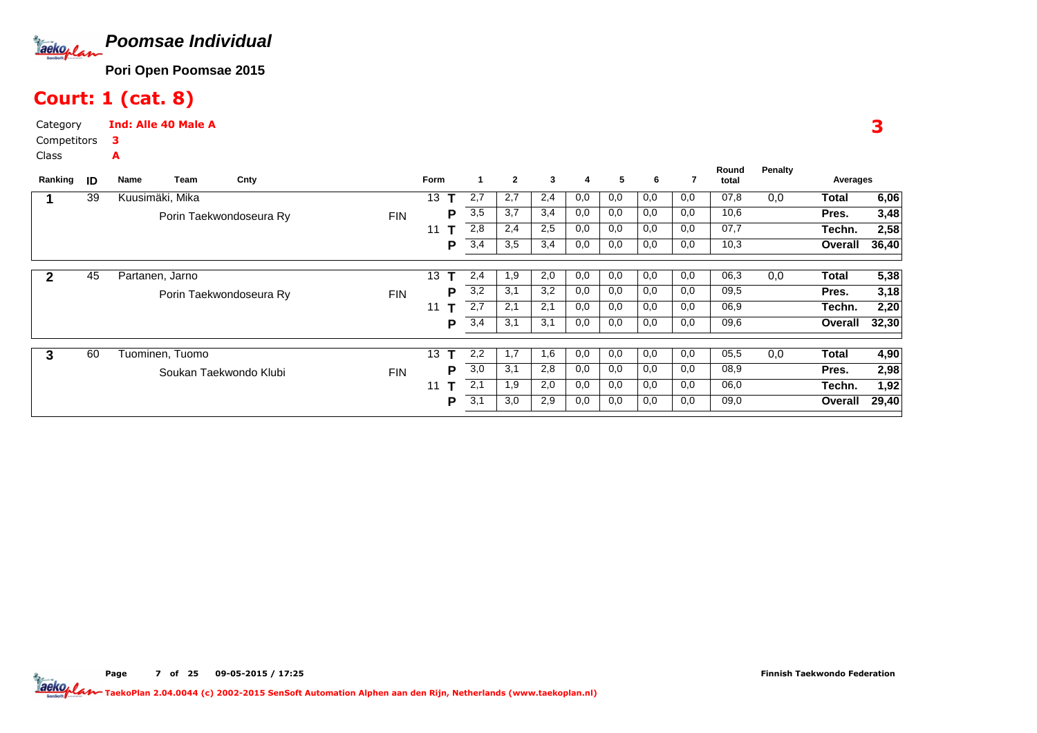# Poomsae Individual

**Pori Open Poomsae 2015**

## Court: 1 (cat. 8)

Category **Ind: Alle 40 Male A**

Competitors **3**

Class **A**

**3**

| Ranking | ID | Name / Team | Cnty | Form | | 1 | 2 | 3 | 4 | 5 | 6 | 7 | Round total | Penalty | Averages | |
|---|---|---|---|---|---|---|---|---|---|---|---|---|---|---|---|---|
| 1 | 39 | Kuusimäki, Mika | | 13 | T | 2,7 | 2,7 | 2,4 | 0,0 | 0,0 | 0,0 | 0,0 | 07,8 | 0,0 | Total | 6,06 |
| | | Porin Taekwondoseura Ry | FIN | | P | 3,5 | 3,7 | 3,4 | 0,0 | 0,0 | 0,0 | 0,0 | 10,6 | | Pres. | 3,48 |
| | | | | 11 | T | 2,8 | 2,4 | 2,5 | 0,0 | 0,0 | 0,0 | 0,0 | 07,7 | | Techn. | 2,58 |
| | | | | | P | 3,4 | 3,5 | 3,4 | 0,0 | 0,0 | 0,0 | 0,0 | 10,3 | | Overall | 36,40 |
| 2 | 45 | Partanen, Jarno | | 13 | T | 2,4 | 1,9 | 2,0 | 0,0 | 0,0 | 0,0 | 0,0 | 06,3 | 0,0 | Total | 5,38 |
| | | Porin Taekwondoseura Ry | FIN | | P | 3,2 | 3,1 | 3,2 | 0,0 | 0,0 | 0,0 | 0,0 | 09,5 | | Pres. | 3,18 |
| | | | | 11 | T | 2,7 | 2,1 | 2,1 | 0,0 | 0,0 | 0,0 | 0,0 | 06,9 | | Techn. | 2,20 |
| | | | | | P | 3,4 | 3,1 | 3,1 | 0,0 | 0,0 | 0,0 | 0,0 | 09,6 | | Overall | 32,30 |
| 3 | 60 | Tuominen, Tuomo | | 13 | T | 2,2 | 1,7 | 1,6 | 0,0 | 0,0 | 0,0 | 0,0 | 05,5 | 0,0 | Total | 4,90 |
| | | Soukan Taekwondo Klubi | FIN | | P | 3,0 | 3,1 | 2,8 | 0,0 | 0,0 | 0,0 | 0,0 | 08,9 | | Pres. | 2,98 |
| | | | | 11 | T | 2,1 | 1,9 | 2,0 | 0,0 | 0,0 | 0,0 | 0,0 | 06,0 | | Techn. | 1,92 |
| | | | | | P | 3,1 | 3,0 | 2,9 | 0,0 | 0,0 | 0,0 | 0,0 | 09,0 | | Overall | 29,40 |

Page 7 of 25 09-05-2015 / 17:25

Finnish Taekwondo Federation

TaekoPlan 2.04.0044 (c) 2002-2015 SenSoft Automation Alphen aan den Rijn, Netherlands (www.taekoplan.nl)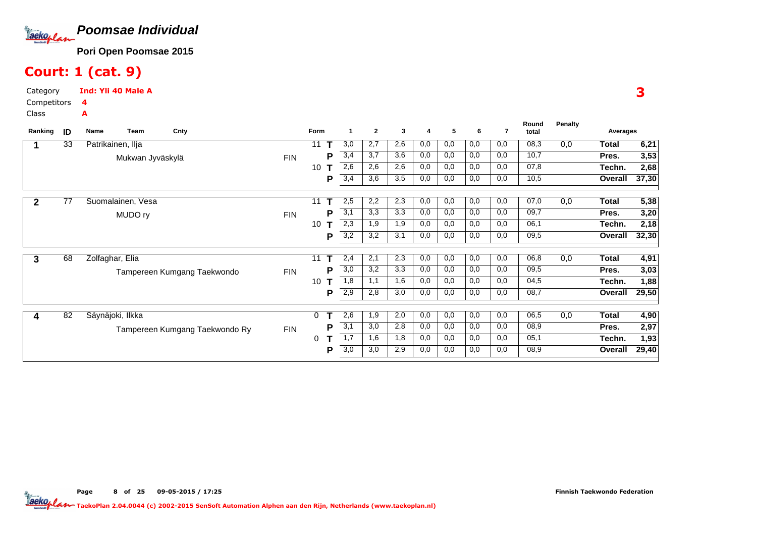# Poomsae Individual

**Pori Open Poomsae 2015**

## Court: 1 (cat. 9)

Category **Ind: Yli 40 Male A**

Competitors **4**

Class **A**

**3**

| Ranking | ID | Name | Team | Cnty | Form | | 1 | 2 | 3 | 4 | 5 | 6 | 7 | Round total | Penalty | Averages | |
|---|---|---|---|---|---|---|---|---|---|---|---|---|---|---|---|---|---|
| 1 | 33 | Patrikainen, Ilja | | | 11 | T | 3,0 | 2,7 | 2,6 | 0,0 | 0,0 | 0,0 | 0,0 | 08,3 | 0,0 | **Total** | **6,21** |
| | | | Mukwan Jyväskylä | FIN | | P | 3,4 | 3,7 | 3,6 | 0,0 | 0,0 | 0,0 | 0,0 | 10,7 | | **Pres.** | **3,53** |
| | | | | | 10 | T | 2,6 | 2,6 | 2,6 | 0,0 | 0,0 | 0,0 | 0,0 | 07,8 | | **Techn.** | **2,68** |
| | | | | | | P | 3,4 | 3,6 | 3,5 | 0,0 | 0,0 | 0,0 | 0,0 | 10,5 | | **Overall** | **37,30** |
| 2 | 77 | Suomalainen, Vesa | | | 11 | T | 2,5 | 2,2 | 2,3 | 0,0 | 0,0 | 0,0 | 0,0 | 07,0 | 0,0 | **Total** | **5,38** |
| | | | MUDO ry | FIN | | P | 3,1 | 3,3 | 3,3 | 0,0 | 0,0 | 0,0 | 0,0 | 09,7 | | **Pres.** | **3,20** |
| | | | | | 10 | T | 2,3 | 1,9 | 1,9 | 0,0 | 0,0 | 0,0 | 0,0 | 06,1 | | **Techn.** | **2,18** |
| | | | | | | P | 3,2 | 3,2 | 3,1 | 0,0 | 0,0 | 0,0 | 0,0 | 09,5 | | **Overall** | **32,30** |
| 3 | 68 | Zolfaghar, Elia | | | 11 | T | 2,4 | 2,1 | 2,3 | 0,0 | 0,0 | 0,0 | 0,0 | 06,8 | 0,0 | **Total** | **4,91** |
| | | | Tampereen Kumgang Taekwondo | FIN | | P | 3,0 | 3,2 | 3,3 | 0,0 | 0,0 | 0,0 | 0,0 | 09,5 | | **Pres.** | **3,03** |
| | | | | | 10 | T | 1,8 | 1,1 | 1,6 | 0,0 | 0,0 | 0,0 | 0,0 | 04,5 | | **Techn.** | **1,88** |
| | | | | | | P | 2,9 | 2,8 | 3,0 | 0,0 | 0,0 | 0,0 | 0,0 | 08,7 | | **Overall** | **29,50** |
| 4 | 82 | Säynäjoki, Ilkka | | | 0 | T | 2,6 | 1,9 | 2,0 | 0,0 | 0,0 | 0,0 | 0,0 | 06,5 | 0,0 | **Total** | **4,90** |
| | | | Tampereen Kumgang Taekwondo Ry | FIN | | P | 3,1 | 3,0 | 2,8 | 0,0 | 0,0 | 0,0 | 0,0 | 08,9 | | **Pres.** | **2,97** |
| | | | | | 0 | T | 1,7 | 1,6 | 1,8 | 0,0 | 0,0 | 0,0 | 0,0 | 05,1 | | **Techn.** | **1,93** |
| | | | | | | P | 3,0 | 3,0 | 2,9 | 0,0 | 0,0 | 0,0 | 0,0 | 08,9 | | **Overall** | **29,40** |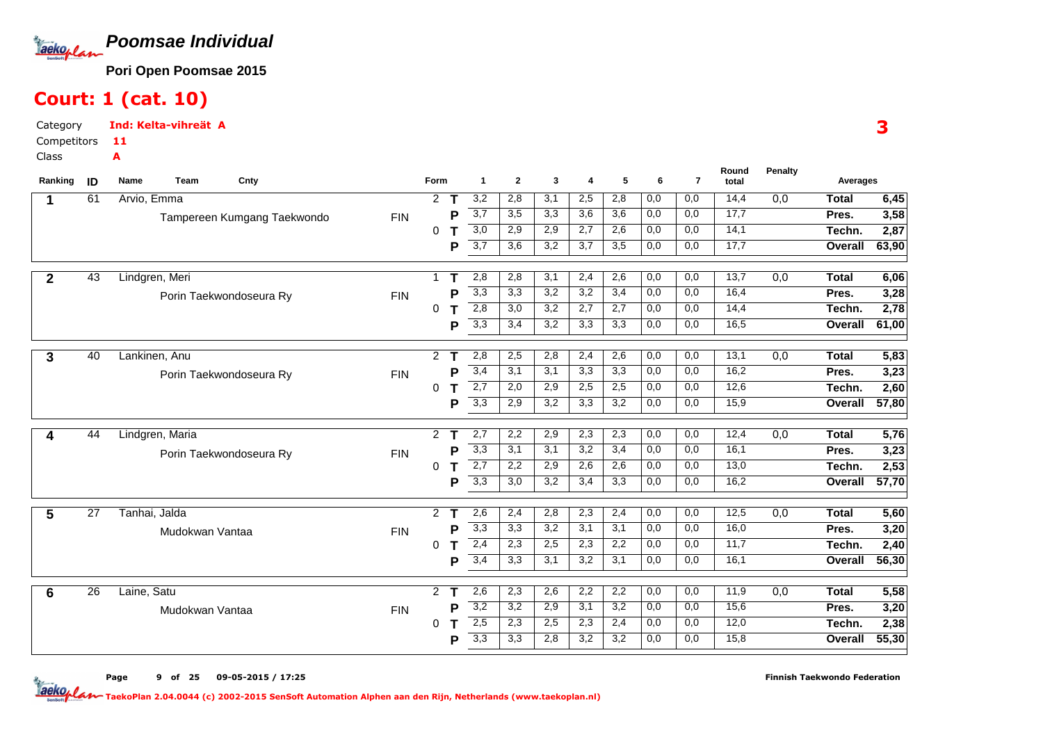# Poomsae Individual

**Pori Open Poomsae 2015**

## Court: 1 (cat. 10)

Category **Ind: Kelta-vihreät A**

Competitors **11**

Class **A**

**3**

| Ranking | ID | Name / Team | Cnty | Form | | 1 | 2 | 3 | 4 | 5 | 6 | 7 | Round total | Penalty | Averages | |
|---|---|---|---|---|---|---|---|---|---|---|---|---|---|---|---|---|
| **1** | 61 | Arvio, Emma | | 2 | **T** | 3,2 | 2,8 | 3,1 | 2,5 | 2,8 | 0,0 | 0,0 | 14,4 | 0,0 | **Total** | **6,45** |
| | | Tampereen Kumgang Taekwondo | FIN | | **P** | 3,7 | 3,5 | 3,3 | 3,6 | 3,6 | 0,0 | 0,0 | 17,7 | | **Pres.** | **3,58** |
| | | | | 0 | **T** | 3,0 | 2,9 | 2,9 | 2,7 | 2,6 | 0,0 | 0,0 | 14,1 | | **Techn.** | **2,87** |
| | | | | | **P** | 3,7 | 3,6 | 3,2 | 3,7 | 3,5 | 0,0 | 0,0 | 17,7 | | **Overall** | **63,90** |
| **2** | 43 | Lindgren, Meri | | 1 | **T** | 2,8 | 2,8 | 3,1 | 2,4 | 2,6 | 0,0 | 0,0 | 13,7 | 0,0 | **Total** | **6,06** |
| | | Porin Taekwondoseura Ry | FIN | | **P** | 3,3 | 3,3 | 3,2 | 3,2 | 3,4 | 0,0 | 0,0 | 16,4 | | **Pres.** | **3,28** |
| | | | | 0 | **T** | 2,8 | 3,0 | 3,2 | 2,7 | 2,7 | 0,0 | 0,0 | 14,4 | | **Techn.** | **2,78** |
| | | | | | **P** | 3,3 | 3,4 | 3,2 | 3,3 | 3,3 | 0,0 | 0,0 | 16,5 | | **Overall** | **61,00** |
| **3** | 40 | Lankinen, Anu | | 2 | **T** | 2,8 | 2,5 | 2,8 | 2,4 | 2,6 | 0,0 | 0,0 | 13,1 | 0,0 | **Total** | **5,83** |
| | | Porin Taekwondoseura Ry | FIN | | **P** | 3,4 | 3,1 | 3,1 | 3,3 | 3,3 | 0,0 | 0,0 | 16,2 | | **Pres.** | **3,23** |
| | | | | 0 | **T** | 2,7 | 2,0 | 2,9 | 2,5 | 2,5 | 0,0 | 0,0 | 12,6 | | **Techn.** | **2,60** |
| | | | | | **P** | 3,3 | 2,9 | 3,2 | 3,3 | 3,2 | 0,0 | 0,0 | 15,9 | | **Overall** | **57,80** |
| **4** | 44 | Lindgren, Maria | | 2 | **T** | 2,7 | 2,2 | 2,9 | 2,3 | 2,3 | 0,0 | 0,0 | 12,4 | 0,0 | **Total** | **5,76** |
| | | Porin Taekwondoseura Ry | FIN | | **P** | 3,3 | 3,1 | 3,1 | 3,2 | 3,4 | 0,0 | 0,0 | 16,1 | | **Pres.** | **3,23** |
| | | | | 0 | **T** | 2,7 | 2,2 | 2,9 | 2,6 | 2,6 | 0,0 | 0,0 | 13,0 | | **Techn.** | **2,53** |
| | | | | | **P** | 3,3 | 3,0 | 3,2 | 3,4 | 3,3 | 0,0 | 0,0 | 16,2 | | **Overall** | **57,70** |
| **5** | 27 | Tanhai, Jalda | | 2 | **T** | 2,6 | 2,4 | 2,8 | 2,3 | 2,4 | 0,0 | 0,0 | 12,5 | 0,0 | **Total** | **5,60** |
| | | Mudokwan Vantaa | FIN | | **P** | 3,3 | 3,3 | 3,2 | 3,1 | 3,1 | 0,0 | 0,0 | 16,0 | | **Pres.** | **3,20** |
| | | | | 0 | **T** | 2,4 | 2,3 | 2,5 | 2,3 | 2,2 | 0,0 | 0,0 | 11,7 | | **Techn.** | **2,40** |
| | | | | | **P** | 3,4 | 3,3 | 3,1 | 3,2 | 3,1 | 0,0 | 0,0 | 16,1 | | **Overall** | **56,30** |
| **6** | 26 | Laine, Satu | | 2 | **T** | 2,6 | 2,3 | 2,6 | 2,2 | 2,2 | 0,0 | 0,0 | 11,9 | 0,0 | **Total** | **5,58** |
| | | Mudokwan Vantaa | FIN | | **P** | 3,2 | 3,2 | 2,9 | 3,1 | 3,2 | 0,0 | 0,0 | 15,6 | | **Pres.** | **3,20** |
| | | | | 0 | **T** | 2,5 | 2,3 | 2,5 | 2,3 | 2,4 | 0,0 | 0,0 | 12,0 | | **Techn.** | **2,38** |
| | | | | | **P** | 3,3 | 3,3 | 2,8 | 3,2 | 3,2 | 0,0 | 0,0 | 15,8 | | **Overall** | **55,30** |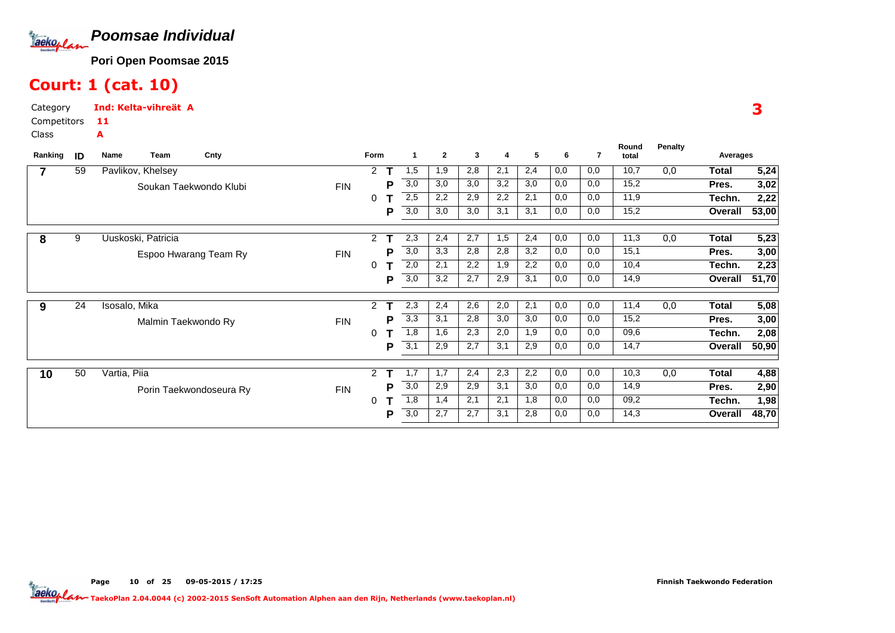# Poomsae Individual

**Pori Open Poomsae 2015**

## Court: 1 (cat. 10)

Category **Ind: Kelta-vihreät A**
Competitors **11**
Class **A**

**3**

| Ranking | ID | Name / Team | Cnty | Form | | 1 | 2 | 3 | 4 | 5 | 6 | 7 | Round total | Penalty | Averages | |
|---|---|---|---|---|---|---|---|---|---|---|---|---|---|---|---|---|
| 7 | 59 | Pavlikov, Khelsey | | 2 | T | 1,5 | 1,9 | 2,8 | 2,1 | 2,4 | 0,0 | 0,0 | 10,7 | 0,0 | Total | 5,24 |
| | | Soukan Taekwondo Klubi | FIN | | P | 3,0 | 3,0 | 3,0 | 3,2 | 3,0 | 0,0 | 0,0 | 15,2 | | Pres. | 3,02 |
| | | | | 0 | T | 2,5 | 2,2 | 2,9 | 2,2 | 2,1 | 0,0 | 0,0 | 11,9 | | Techn. | 2,22 |
| | | | | | P | 3,0 | 3,0 | 3,0 | 3,1 | 3,1 | 0,0 | 0,0 | 15,2 | | Overall | 53,00 |
| 8 | 9 | Uuskoski, Patricia | | 2 | T | 2,3 | 2,4 | 2,7 | 1,5 | 2,4 | 0,0 | 0,0 | 11,3 | 0,0 | Total | 5,23 |
| | | Espoo Hwarang Team Ry | FIN | | P | 3,0 | 3,3 | 2,8 | 2,8 | 3,2 | 0,0 | 0,0 | 15,1 | | Pres. | 3,00 |
| | | | | 0 | T | 2,0 | 2,1 | 2,2 | 1,9 | 2,2 | 0,0 | 0,0 | 10,4 | | Techn. | 2,23 |
| | | | | | P | 3,0 | 3,2 | 2,7 | 2,9 | 3,1 | 0,0 | 0,0 | 14,9 | | Overall | 51,70 |
| 9 | 24 | Isosalo, Mika | | 2 | T | 2,3 | 2,4 | 2,6 | 2,0 | 2,1 | 0,0 | 0,0 | 11,4 | 0,0 | Total | 5,08 |
| | | Malmin Taekwondo Ry | FIN | | P | 3,3 | 3,1 | 2,8 | 3,0 | 3,0 | 0,0 | 0,0 | 15,2 | | Pres. | 3,00 |
| | | | | 0 | T | 1,8 | 1,6 | 2,3 | 2,0 | 1,9 | 0,0 | 0,0 | 09,6 | | Techn. | 2,08 |
| | | | | | P | 3,1 | 2,9 | 2,7 | 3,1 | 2,9 | 0,0 | 0,0 | 14,7 | | Overall | 50,90 |
| 10 | 50 | Vartia, Piia | | 2 | T | 1,7 | 1,7 | 2,4 | 2,3 | 2,2 | 0,0 | 0,0 | 10,3 | 0,0 | Total | 4,88 |
| | | Porin Taekwondoseura Ry | FIN | | P | 3,0 | 2,9 | 2,9 | 3,1 | 3,0 | 0,0 | 0,0 | 14,9 | | Pres. | 2,90 |
| | | | | 0 | T | 1,8 | 1,4 | 2,1 | 2,1 | 1,8 | 0,0 | 0,0 | 09,2 | | Techn. | 1,98 |
| | | | | | P | 3,0 | 2,7 | 2,7 | 3,1 | 2,8 | 0,0 | 0,0 | 14,3 | | Overall | 48,70 |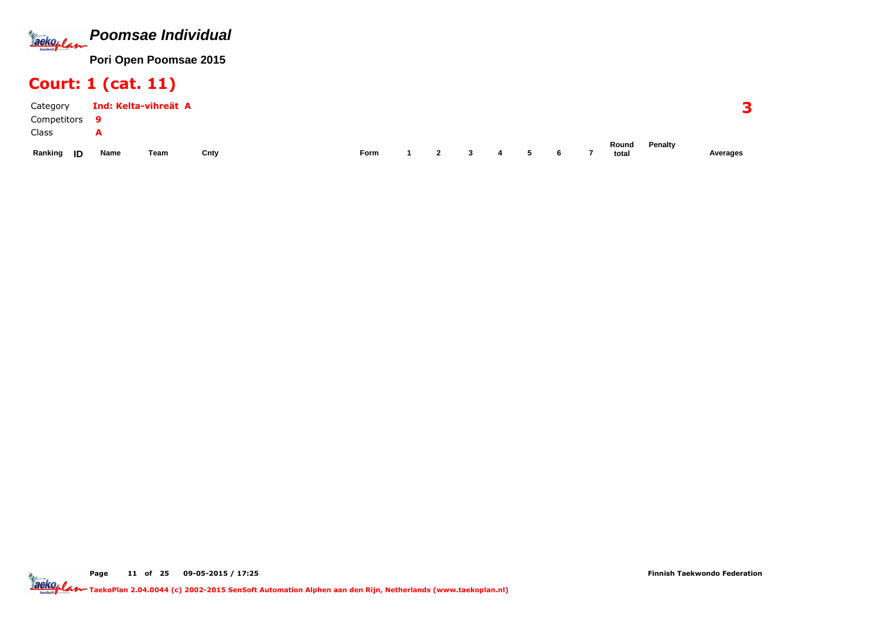# *Poomsae Individual*

**Pori Open Poomsae 2015**

## Court: 1 (cat. 11)

Category **Ind: Kelta-vihreät A**

Competitors **9**

Class **A**

**3**

| Ranking | ID | Name | Team | Cnty | Form | 1 | 2 | 3 | 4 | 5 | 6 | 7 | Round total | Penalty | Averages |
|---|---|---|---|---|---|---|---|---|---|---|---|---|---|---|---|

Finnish Taekwondo Federation

TaekoPlan 2.04.0044 (c) 2002-2015 SenSoft Automation Alphen aan den Rijn, Netherlands (www.taekoplan.nl)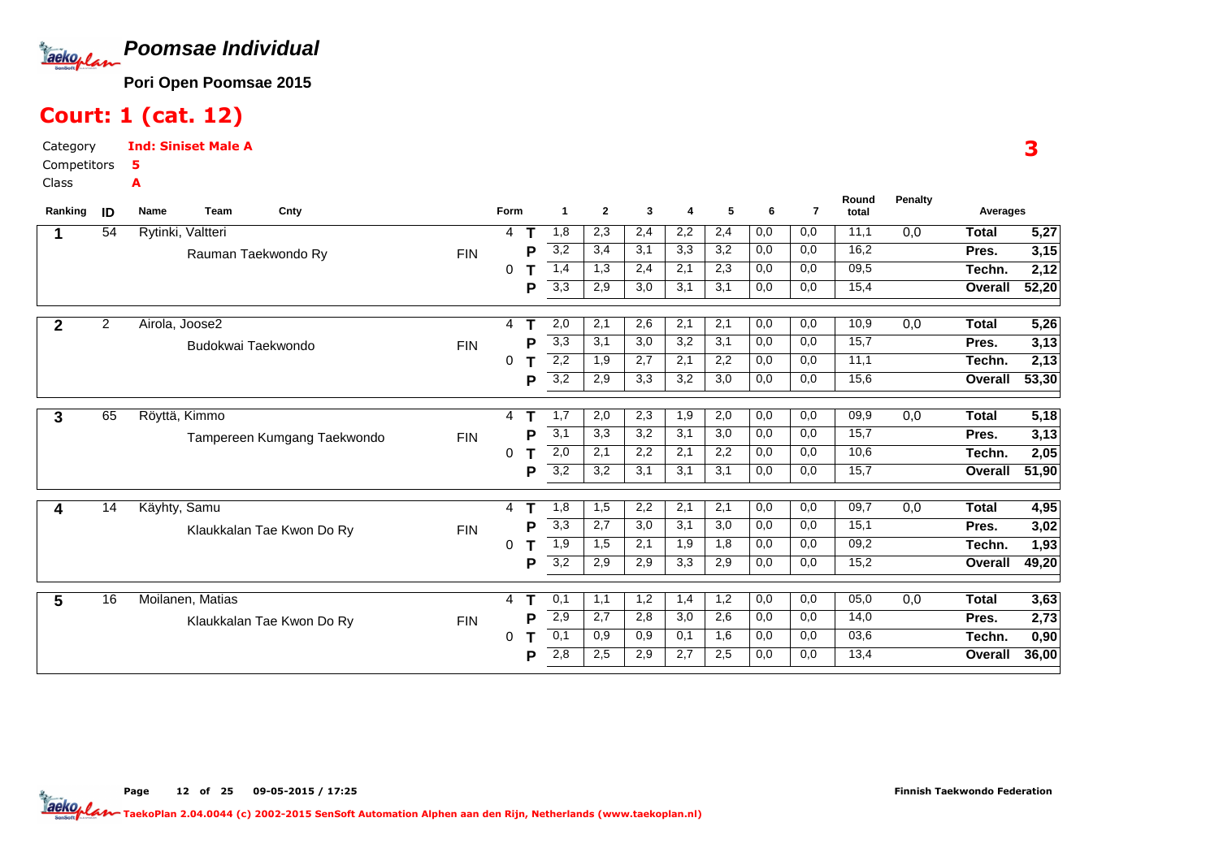## Poomsae Individual

**Pori Open Poomsae 2015**

# Court: 1 (cat. 12)

Category **Ind: Siniset Male A**

Competitors **5**

Class **A**

**3**

| Ranking | ID | Name | Team | Cnty | Form | | 1 | 2 | 3 | 4 | 5 | 6 | 7 | Round total | Penalty | Averages | |
|---|---|---|---|---|---|---|---|---|---|---|---|---|---|---|---|---|---|
| 1 | 54 | Rytinki, Valtteri | | | 4 | T | 1,8 | 2,3 | 2,4 | 2,2 | 2,4 | 0,0 | 0,0 | 11,1 | 0,0 | Total | 5,27 |
| | | | Rauman Taekwondo Ry | FIN | | P | 3,2 | 3,4 | 3,1 | 3,3 | 3,2 | 0,0 | 0,0 | 16,2 | | Pres. | 3,15 |
| | | | | | 0 | T | 1,4 | 1,3 | 2,4 | 2,1 | 2,3 | 0,0 | 0,0 | 09,5 | | Techn. | 2,12 |
| | | | | | | P | 3,3 | 2,9 | 3,0 | 3,1 | 3,1 | 0,0 | 0,0 | 15,4 | | Overall | 52,20 |
| 2 | 2 | Airola, Joose2 | | | 4 | T | 2,0 | 2,1 | 2,6 | 2,1 | 2,1 | 0,0 | 0,0 | 10,9 | 0,0 | Total | 5,26 |
| | | | Budokwai Taekwondo | FIN | | P | 3,3 | 3,1 | 3,0 | 3,2 | 3,1 | 0,0 | 0,0 | 15,7 | | Pres. | 3,13 |
| | | | | | 0 | T | 2,2 | 1,9 | 2,7 | 2,1 | 2,2 | 0,0 | 0,0 | 11,1 | | Techn. | 2,13 |
| | | | | | | P | 3,2 | 2,9 | 3,3 | 3,2 | 3,0 | 0,0 | 0,0 | 15,6 | | Overall | 53,30 |
| 3 | 65 | Röyttä, Kimmo | | | 4 | T | 1,7 | 2,0 | 2,3 | 1,9 | 2,0 | 0,0 | 0,0 | 09,9 | 0,0 | Total | 5,18 |
| | | | Tampereen Kumgang Taekwondo | FIN | | P | 3,1 | 3,3 | 3,2 | 3,1 | 3,0 | 0,0 | 0,0 | 15,7 | | Pres. | 3,13 |
| | | | | | 0 | T | 2,0 | 2,1 | 2,2 | 2,1 | 2,2 | 0,0 | 0,0 | 10,6 | | Techn. | 2,05 |
| | | | | | | P | 3,2 | 3,2 | 3,1 | 3,1 | 3,1 | 0,0 | 0,0 | 15,7 | | Overall | 51,90 |
| 4 | 14 | Käyhty, Samu | | | 4 | T | 1,8 | 1,5 | 2,2 | 2,1 | 2,1 | 0,0 | 0,0 | 09,7 | 0,0 | Total | 4,95 |
| | | | Klaukkalan Tae Kwon Do Ry | FIN | | P | 3,3 | 2,7 | 3,0 | 3,1 | 3,0 | 0,0 | 0,0 | 15,1 | | Pres. | 3,02 |
| | | | | | 0 | T | 1,9 | 1,5 | 2,1 | 1,9 | 1,8 | 0,0 | 0,0 | 09,2 | | Techn. | 1,93 |
| | | | | | | P | 3,2 | 2,9 | 2,9 | 3,3 | 2,9 | 0,0 | 0,0 | 15,2 | | Overall | 49,20 |
| 5 | 16 | Moilanen, Matias | | | 4 | T | 0,1 | 1,1 | 1,2 | 1,4 | 1,2 | 0,0 | 0,0 | 05,0 | 0,0 | Total | 3,63 |
| | | | Klaukkalan Tae Kwon Do Ry | FIN | | P | 2,9 | 2,7 | 2,8 | 3,0 | 2,6 | 0,0 | 0,0 | 14,0 | | Pres. | 2,73 |
| | | | | | 0 | T | 0,1 | 0,9 | 0,9 | 0,1 | 1,6 | 0,0 | 0,0 | 03,6 | | Techn. | 0,90 |
| | | | | | | P | 2,8 | 2,5 | 2,9 | 2,7 | 2,5 | 0,0 | 0,0 | 13,4 | | Overall | 36,00 |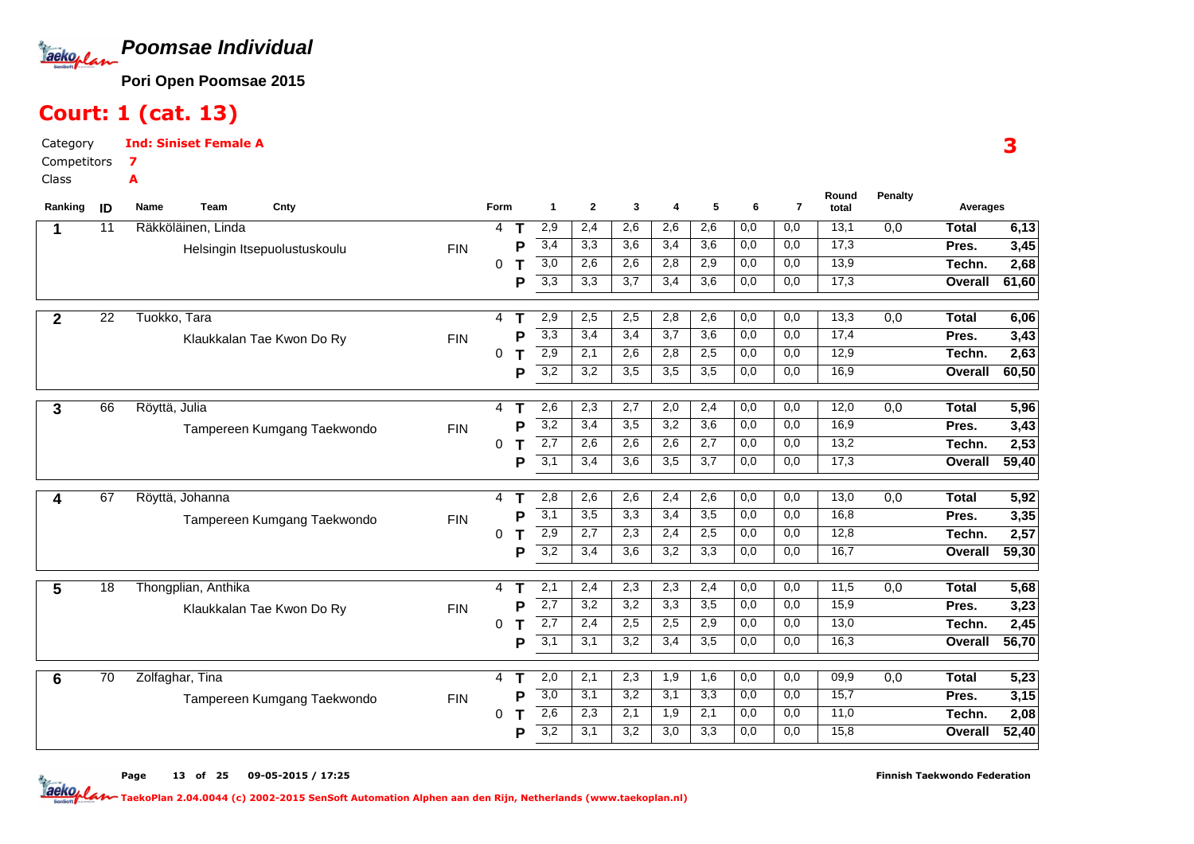# Poomsae Individual

**Pori Open Poomsae 2015**

## Court: 1 (cat. 13)

Category **Ind: Siniset Female A**

Competitors **7**

Class **A**

**3**

| Ranking | ID | Name | Team | Cnty | Form | | 1 | 2 | 3 | 4 | 5 | 6 | 7 | Round total | Penalty | Averages | |
|---|---|---|---|---|---|---|---|---|---|---|---|---|---|---|---|---|---|
| 1 | 11 | Räkköläinen, Linda | | | 4 | T | 2,9 | 2,4 | 2,6 | 2,6 | 2,6 | 0,0 | 0,0 | 13,1 | 0,0 | Total | 6,13 |
| | | | Helsingin Itsepuolustuskoulu | FIN | | P | 3,4 | 3,3 | 3,6 | 3,4 | 3,6 | 0,0 | 0,0 | 17,3 | | Pres. | 3,45 |
| | | | | | 0 | T | 3,0 | 2,6 | 2,6 | 2,8 | 2,9 | 0,0 | 0,0 | 13,9 | | Techn. | 2,68 |
| | | | | | | P | 3,3 | 3,3 | 3,7 | 3,4 | 3,6 | 0,0 | 0,0 | 17,3 | | Overall | 61,60 |
| 2 | 22 | Tuokko, Tara | | | 4 | T | 2,9 | 2,5 | 2,5 | 2,8 | 2,6 | 0,0 | 0,0 | 13,3 | 0,0 | Total | 6,06 |
| | | | Klaukkalan Tae Kwon Do Ry | FIN | | P | 3,3 | 3,4 | 3,4 | 3,7 | 3,6 | 0,0 | 0,0 | 17,4 | | Pres. | 3,43 |
| | | | | | 0 | T | 2,9 | 2,1 | 2,6 | 2,8 | 2,5 | 0,0 | 0,0 | 12,9 | | Techn. | 2,63 |
| | | | | | | P | 3,2 | 3,2 | 3,5 | 3,5 | 3,5 | 0,0 | 0,0 | 16,9 | | Overall | 60,50 |
| 3 | 66 | Röyttä, Julia | | | 4 | T | 2,6 | 2,3 | 2,7 | 2,0 | 2,4 | 0,0 | 0,0 | 12,0 | 0,0 | Total | 5,96 |
| | | | Tampereen Kumgang Taekwondo | FIN | | P | 3,2 | 3,4 | 3,5 | 3,2 | 3,6 | 0,0 | 0,0 | 16,9 | | Pres. | 3,43 |
| | | | | | 0 | T | 2,7 | 2,6 | 2,6 | 2,6 | 2,7 | 0,0 | 0,0 | 13,2 | | Techn. | 2,53 |
| | | | | | | P | 3,1 | 3,4 | 3,6 | 3,5 | 3,7 | 0,0 | 0,0 | 17,3 | | Overall | 59,40 |
| 4 | 67 | Röyttä, Johanna | | | 4 | T | 2,8 | 2,6 | 2,6 | 2,4 | 2,6 | 0,0 | 0,0 | 13,0 | 0,0 | Total | 5,92 |
| | | | Tampereen Kumgang Taekwondo | FIN | | P | 3,1 | 3,5 | 3,3 | 3,4 | 3,5 | 0,0 | 0,0 | 16,8 | | Pres. | 3,35 |
| | | | | | 0 | T | 2,9 | 2,7 | 2,3 | 2,4 | 2,5 | 0,0 | 0,0 | 12,8 | | Techn. | 2,57 |
| | | | | | | P | 3,2 | 3,4 | 3,6 | 3,2 | 3,3 | 0,0 | 0,0 | 16,7 | | Overall | 59,30 |
| 5 | 18 | Thongplian, Anthika | | | 4 | T | 2,1 | 2,4 | 2,3 | 2,3 | 2,4 | 0,0 | 0,0 | 11,5 | 0,0 | Total | 5,68 |
| | | | Klaukkalan Tae Kwon Do Ry | FIN | | P | 2,7 | 3,2 | 3,2 | 3,3 | 3,5 | 0,0 | 0,0 | 15,9 | | Pres. | 3,23 |
| | | | | | 0 | T | 2,7 | 2,4 | 2,5 | 2,5 | 2,9 | 0,0 | 0,0 | 13,0 | | Techn. | 2,45 |
| | | | | | | P | 3,1 | 3,1 | 3,2 | 3,4 | 3,5 | 0,0 | 0,0 | 16,3 | | Overall | 56,70 |
| 6 | 70 | Zolfaghar, Tina | | | 4 | T | 2,0 | 2,1 | 2,3 | 1,9 | 1,6 | 0,0 | 0,0 | 09,9 | 0,0 | Total | 5,23 |
| | | | Tampereen Kumgang Taekwondo | FIN | | P | 3,0 | 3,1 | 3,2 | 3,1 | 3,3 | 0,0 | 0,0 | 15,7 | | Pres. | 3,15 |
| | | | | | 0 | T | 2,6 | 2,3 | 2,1 | 1,9 | 2,1 | 0,0 | 0,0 | 11,0 | | Techn. | 2,08 |
| | | | | | | P | 3,2 | 3,1 | 3,2 | 3,0 | 3,3 | 0,0 | 0,0 | 15,8 | | Overall | 52,40 |

Page 13 of 25 09-05-2015 / 17:25 Finnish Taekwondo Federation

TaekoPlan 2.04.0044 (c) 2002-2015 SenSoft Automation Alphen aan den Rijn, Netherlands (www.taekoplan.nl)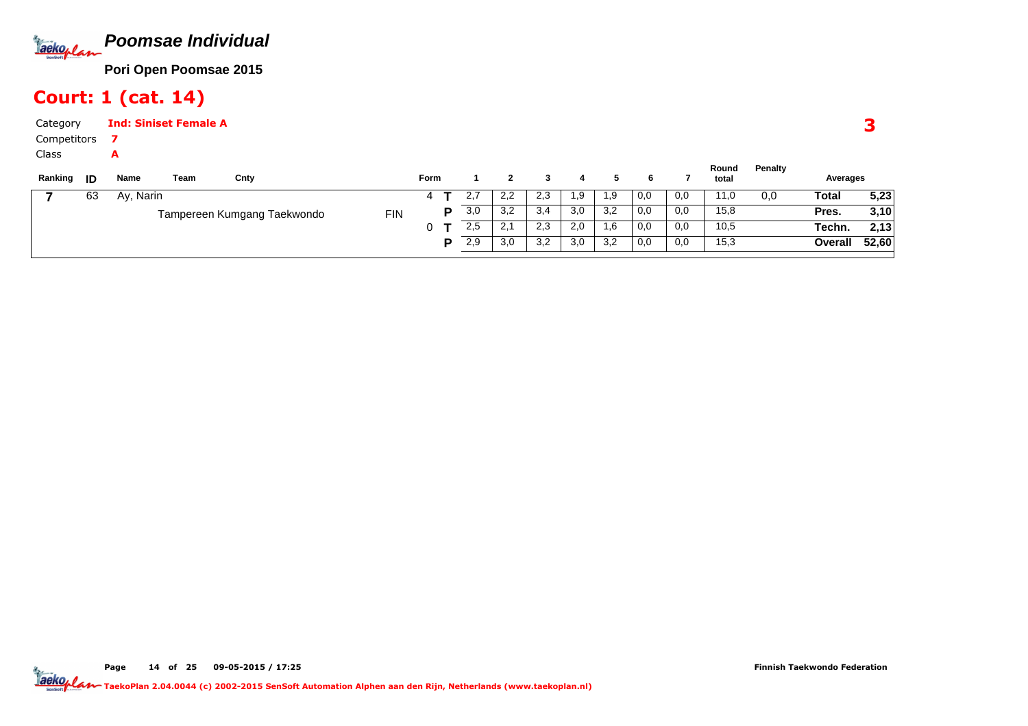# Poomsae Individual

**Pori Open Poomsae 2015**

## Court: 1 (cat. 14)

Category **Ind: Siniset Female A**

Competitors **7**

Class **A**

**3**

| Ranking | ID | Name | Team | Cnty | Form | | 1 | 2 | 3 | 4 | 5 | 6 | 7 | Round total | Penalty | Averages | |
|---|---|---|---|---|---|---|---|---|---|---|---|---|---|---|---|---|---|
| 7 | 63 | Ay, Narin | | | 4 | T | 2,7 | 2,2 | 2,3 | 1,9 | 1,9 | 0,0 | 0,0 | 11,0 | 0,0 | Total | 5,23 |
| | | | Tampereen Kumgang Taekwondo | FIN | | P | 3,0 | 3,2 | 3,4 | 3,0 | 3,2 | 0,0 | 0,0 | 15,8 | | Pres. | 3,10 |
| | | | | | 0 | T | 2,5 | 2,1 | 2,3 | 2,0 | 1,6 | 0,0 | 0,0 | 10,5 | | Techn. | 2,13 |
| | | | | | | P | 2,9 | 3,0 | 3,2 | 3,0 | 3,2 | 0,0 | 0,0 | 15,3 | | Overall | 52,60 |

Page 14 of 25 09-05-2015 / 17:25

Finnish Taekwondo Federation

TaekoPlan 2.04.0044 (c) 2002-2015 SenSoft Automation Alphen aan den Rijn, Netherlands (www.taekoplan.nl)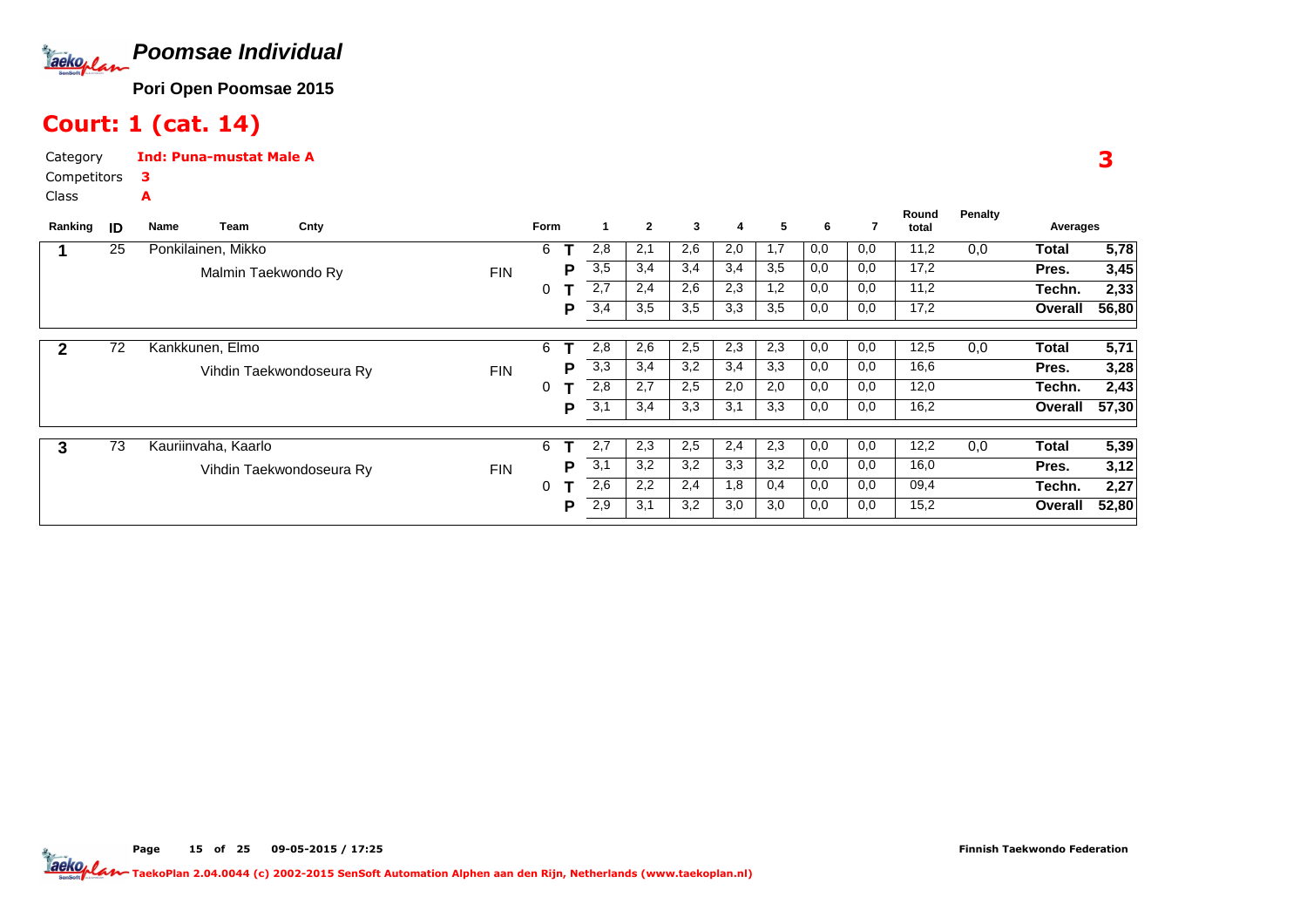# Poomsae Individual

**Pori Open Poomsae 2015**

## Court: 1 (cat. 14)

Category **Ind: Puna-mustat Male A**

Competitors **3**

Class **A**

**3**

| Ranking | ID | Name / Team | Cnty | Form | | 1 | 2 | 3 | 4 | 5 | 6 | 7 | Round total | Penalty | Averages | |
|---|---|---|---|---|---|---|---|---|---|---|---|---|---|---|---|---|
| 1 | 25 | Ponkilainen, Mikko | | 6 | T | 2,8 | 2,1 | 2,6 | 2,0 | 1,7 | 0,0 | 0,0 | 11,2 | 0,0 | Total | 5,78 |
| | | Malmin Taekwondo Ry | FIN | | P | 3,5 | 3,4 | 3,4 | 3,4 | 3,5 | 0,0 | 0,0 | 17,2 | | Pres. | 3,45 |
| | | | | 0 | T | 2,7 | 2,4 | 2,6 | 2,3 | 1,2 | 0,0 | 0,0 | 11,2 | | Techn. | 2,33 |
| | | | | | P | 3,4 | 3,5 | 3,5 | 3,3 | 3,5 | 0,0 | 0,0 | 17,2 | | Overall | 56,80 |
| 2 | 72 | Kankkunen, Elmo | | 6 | T | 2,8 | 2,6 | 2,5 | 2,3 | 2,3 | 0,0 | 0,0 | 12,5 | 0,0 | Total | 5,71 |
| | | Vihdin Taekwondoseura Ry | FIN | | P | 3,3 | 3,4 | 3,2 | 3,4 | 3,3 | 0,0 | 0,0 | 16,6 | | Pres. | 3,28 |
| | | | | 0 | T | 2,8 | 2,7 | 2,5 | 2,0 | 2,0 | 0,0 | 0,0 | 12,0 | | Techn. | 2,43 |
| | | | | | P | 3,1 | 3,4 | 3,3 | 3,1 | 3,3 | 0,0 | 0,0 | 16,2 | | Overall | 57,30 |
| 3 | 73 | Kauriinvaha, Kaarlo | | 6 | T | 2,7 | 2,3 | 2,5 | 2,4 | 2,3 | 0,0 | 0,0 | 12,2 | 0,0 | Total | 5,39 |
| | | Vihdin Taekwondoseura Ry | FIN | | P | 3,1 | 3,2 | 3,2 | 3,3 | 3,2 | 0,0 | 0,0 | 16,0 | | Pres. | 3,12 |
| | | | | 0 | T | 2,6 | 2,2 | 2,4 | 1,8 | 0,4 | 0,0 | 0,0 | 09,4 | | Techn. | 2,27 |
| | | | | | P | 2,9 | 3,1 | 3,2 | 3,0 | 3,0 | 0,0 | 0,0 | 15,2 | | Overall | 52,80 |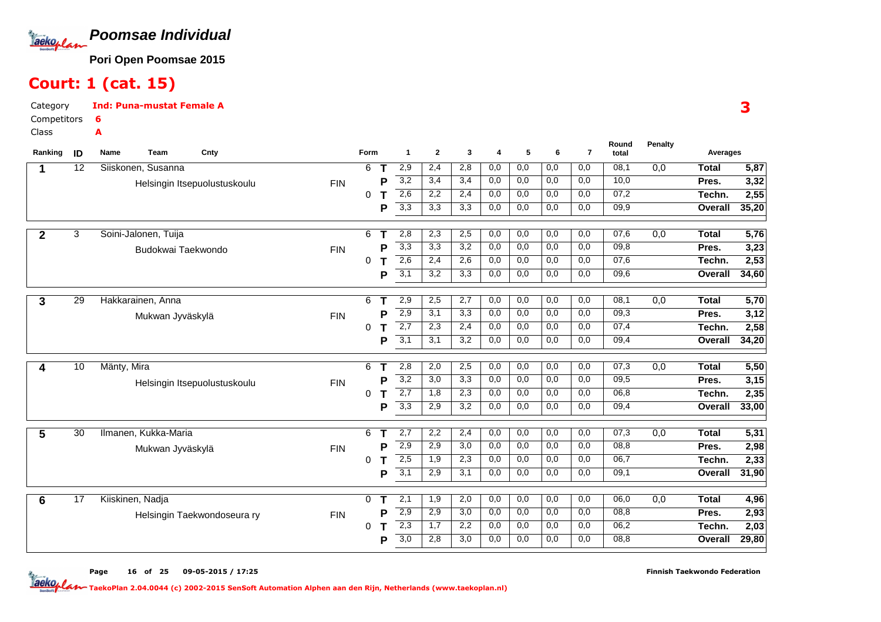# Poomsae Individual

**Pori Open Poomsae 2015**

## Court: 1 (cat. 15)

Category **Ind: Puna-mustat Female A**

Competitors **6**

Class **A**

**3**

| Ranking | ID | Name / Team | Cnty | Form | | 1 | 2 | 3 | 4 | 5 | 6 | 7 | Round total | Penalty | Averages | |
|---|---|---|---|---|---|---|---|---|---|---|---|---|---|---|---|---|
| 1 | 12 | Siiskonen, Susanna | | 6 | T | 2,9 | 2,4 | 2,8 | 0,0 | 0,0 | 0,0 | 0,0 | 08,1 | 0,0 | Total | 5,87 |
| | | Helsingin Itsepuolustuskoulu | FIN | | P | 3,2 | 3,4 | 3,4 | 0,0 | 0,0 | 0,0 | 0,0 | 10,0 | | Pres. | 3,32 |
| | | | | 0 | T | 2,6 | 2,2 | 2,4 | 0,0 | 0,0 | 0,0 | 0,0 | 07,2 | | Techn. | 2,55 |
| | | | | | P | 3,3 | 3,3 | 3,3 | 0,0 | 0,0 | 0,0 | 0,0 | 09,9 | | Overall | 35,20 |
| 2 | 3 | Soini-Jalonen, Tuija | | 6 | T | 2,8 | 2,3 | 2,5 | 0,0 | 0,0 | 0,0 | 0,0 | 07,6 | 0,0 | Total | 5,76 |
| | | Budokwai Taekwondo | FIN | | P | 3,3 | 3,3 | 3,2 | 0,0 | 0,0 | 0,0 | 0,0 | 09,8 | | Pres. | 3,23 |
| | | | | 0 | T | 2,6 | 2,4 | 2,6 | 0,0 | 0,0 | 0,0 | 0,0 | 07,6 | | Techn. | 2,53 |
| | | | | | P | 3,1 | 3,2 | 3,3 | 0,0 | 0,0 | 0,0 | 0,0 | 09,6 | | Overall | 34,60 |
| 3 | 29 | Hakkarainen, Anna | | 6 | T | 2,9 | 2,5 | 2,7 | 0,0 | 0,0 | 0,0 | 0,0 | 08,1 | 0,0 | Total | 5,70 |
| | | Mukwan Jyväskylä | FIN | | P | 2,9 | 3,1 | 3,3 | 0,0 | 0,0 | 0,0 | 0,0 | 09,3 | | Pres. | 3,12 |
| | | | | 0 | T | 2,7 | 2,3 | 2,4 | 0,0 | 0,0 | 0,0 | 0,0 | 07,4 | | Techn. | 2,58 |
| | | | | | P | 3,1 | 3,1 | 3,2 | 0,0 | 0,0 | 0,0 | 0,0 | 09,4 | | Overall | 34,20 |
| 4 | 10 | Mänty, Mira | | 6 | T | 2,8 | 2,0 | 2,5 | 0,0 | 0,0 | 0,0 | 0,0 | 07,3 | 0,0 | Total | 5,50 |
| | | Helsingin Itsepuolustuskoulu | FIN | | P | 3,2 | 3,0 | 3,3 | 0,0 | 0,0 | 0,0 | 0,0 | 09,5 | | Pres. | 3,15 |
| | | | | 0 | T | 2,7 | 1,8 | 2,3 | 0,0 | 0,0 | 0,0 | 0,0 | 06,8 | | Techn. | 2,35 |
| | | | | | P | 3,3 | 2,9 | 3,2 | 0,0 | 0,0 | 0,0 | 0,0 | 09,4 | | Overall | 33,00 |
| 5 | 30 | Ilmanen, Kukka-Maria | | 6 | T | 2,7 | 2,2 | 2,4 | 0,0 | 0,0 | 0,0 | 0,0 | 07,3 | 0,0 | Total | 5,31 |
| | | Mukwan Jyväskylä | FIN | | P | 2,9 | 2,9 | 3,0 | 0,0 | 0,0 | 0,0 | 0,0 | 08,8 | | Pres. | 2,98 |
| | | | | 0 | T | 2,5 | 1,9 | 2,3 | 0,0 | 0,0 | 0,0 | 0,0 | 06,7 | | Techn. | 2,33 |
| | | | | | P | 3,1 | 2,9 | 3,1 | 0,0 | 0,0 | 0,0 | 0,0 | 09,1 | | Overall | 31,90 |
| 6 | 17 | Kiiskinen, Nadja | | 0 | T | 2,1 | 1,9 | 2,0 | 0,0 | 0,0 | 0,0 | 0,0 | 06,0 | 0,0 | Total | 4,96 |
| | | Helsingin Taekwondoseura ry | FIN | | P | 2,9 | 2,9 | 3,0 | 0,0 | 0,0 | 0,0 | 0,0 | 08,8 | | Pres. | 2,93 |
| | | | | 0 | T | 2,3 | 1,7 | 2,2 | 0,0 | 0,0 | 0,0 | 0,0 | 06,2 | | Techn. | 2,03 |
| | | | | | P | 3,0 | 2,8 | 3,0 | 0,0 | 0,0 | 0,0 | 0,0 | 08,8 | | Overall | 29,80 |

Page 16 of 25 09-05-2015 / 17:25

Finnish Taekwondo Federation

TaekoPlan 2.04.0044 (c) 2002-2015 SenSoft Automation Alphen aan den Rijn, Netherlands (www.taekoplan.nl)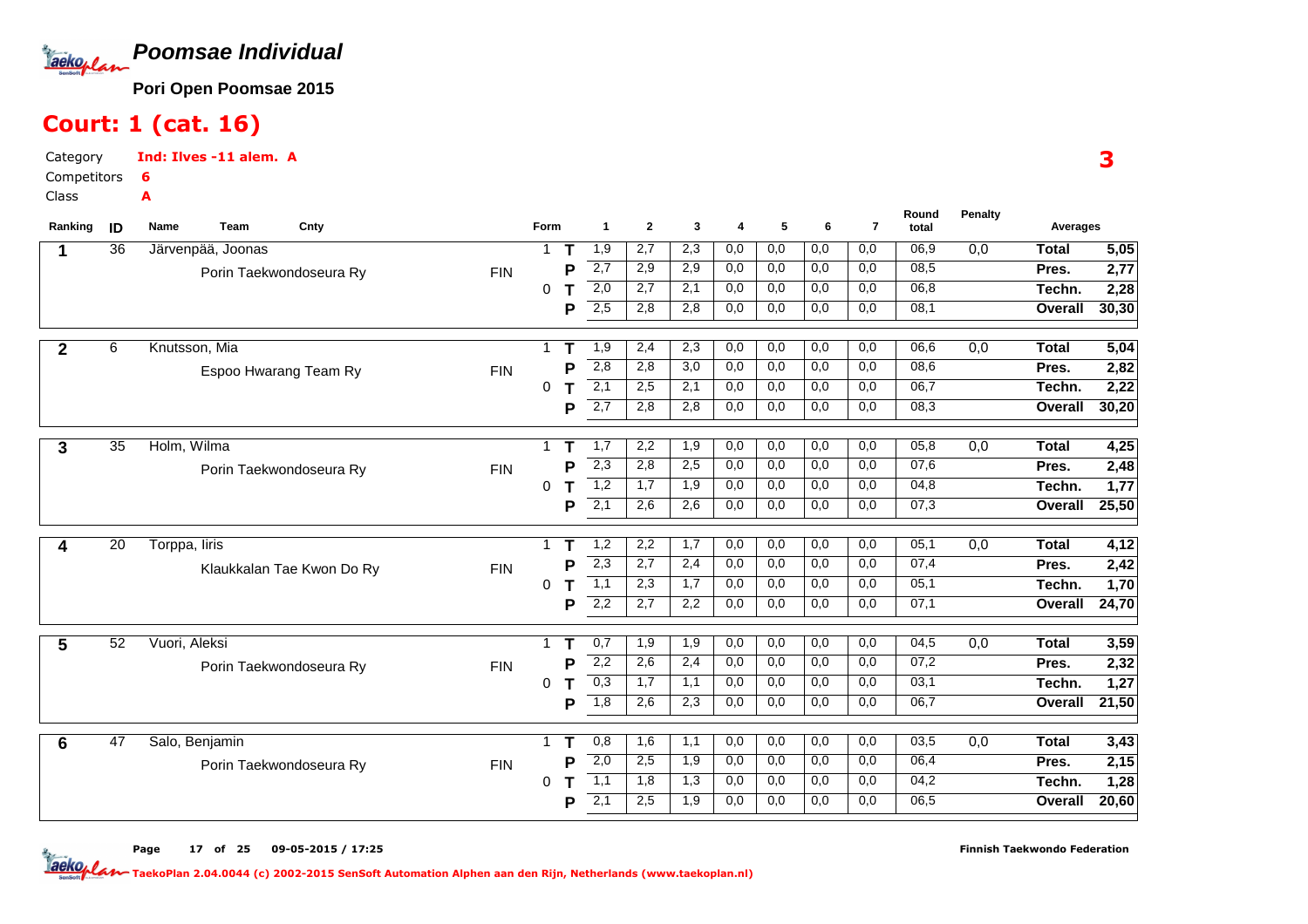# Poomsae Individual

**Pori Open Poomsae 2015**

## Court: 1 (cat. 16)

Category: **Ind: Ilves -11 alem. A**
Competitors: **6**
Class: **A**

3

| Ranking | ID | Name / Team | Cnty | Form | | 1 | 2 | 3 | 4 | 5 | 6 | 7 | Round total | Penalty | Averages | |
|---|---|---|---|---|---|---|---|---|---|---|---|---|---|---|---|---|
| 1 | 36 | Järvenpää, Joonas | | 1 | T | 1,9 | 2,7 | 2,3 | 0,0 | 0,0 | 0,0 | 0,0 | 06,9 | 0,0 | Total | 5,05 |
| | | Porin Taekwondoseura Ry | FIN | | P | 2,7 | 2,9 | 2,9 | 0,0 | 0,0 | 0,0 | 0,0 | 08,5 | | Pres. | 2,77 |
| | | | | 0 | T | 2,0 | 2,7 | 2,1 | 0,0 | 0,0 | 0,0 | 0,0 | 06,8 | | Techn. | 2,28 |
| | | | | | P | 2,5 | 2,8 | 2,8 | 0,0 | 0,0 | 0,0 | 0,0 | 08,1 | | Overall | 30,30 |
| 2 | 6 | Knutsson, Mia | | 1 | T | 1,9 | 2,4 | 2,3 | 0,0 | 0,0 | 0,0 | 0,0 | 06,6 | 0,0 | Total | 5,04 |
| | | Espoo Hwarang Team Ry | FIN | | P | 2,8 | 2,8 | 3,0 | 0,0 | 0,0 | 0,0 | 0,0 | 08,6 | | Pres. | 2,82 |
| | | | | 0 | T | 2,1 | 2,5 | 2,1 | 0,0 | 0,0 | 0,0 | 0,0 | 06,7 | | Techn. | 2,22 |
| | | | | | P | 2,7 | 2,8 | 2,8 | 0,0 | 0,0 | 0,0 | 0,0 | 08,3 | | Overall | 30,20 |
| 3 | 35 | Holm, Wilma | | 1 | T | 1,7 | 2,2 | 1,9 | 0,0 | 0,0 | 0,0 | 0,0 | 05,8 | 0,0 | Total | 4,25 |
| | | Porin Taekwondoseura Ry | FIN | | P | 2,3 | 2,8 | 2,5 | 0,0 | 0,0 | 0,0 | 0,0 | 07,6 | | Pres. | 2,48 |
| | | | | 0 | T | 1,2 | 1,7 | 1,9 | 0,0 | 0,0 | 0,0 | 0,0 | 04,8 | | Techn. | 1,77 |
| | | | | | P | 2,1 | 2,6 | 2,6 | 0,0 | 0,0 | 0,0 | 0,0 | 07,3 | | Overall | 25,50 |
| 4 | 20 | Torppa, Iiris | | 1 | T | 1,2 | 2,2 | 1,7 | 0,0 | 0,0 | 0,0 | 0,0 | 05,1 | 0,0 | Total | 4,12 |
| | | Klaukkalan Tae Kwon Do Ry | FIN | | P | 2,3 | 2,7 | 2,4 | 0,0 | 0,0 | 0,0 | 0,0 | 07,4 | | Pres. | 2,42 |
| | | | | 0 | T | 1,1 | 2,3 | 1,7 | 0,0 | 0,0 | 0,0 | 0,0 | 05,1 | | Techn. | 1,70 |
| | | | | | P | 2,2 | 2,7 | 2,2 | 0,0 | 0,0 | 0,0 | 0,0 | 07,1 | | Overall | 24,70 |
| 5 | 52 | Vuori, Aleksi | | 1 | T | 0,7 | 1,9 | 1,9 | 0,0 | 0,0 | 0,0 | 0,0 | 04,5 | 0,0 | Total | 3,59 |
| | | Porin Taekwondoseura Ry | FIN | | P | 2,2 | 2,6 | 2,4 | 0,0 | 0,0 | 0,0 | 0,0 | 07,2 | | Pres. | 2,32 |
| | | | | 0 | T | 0,3 | 1,7 | 1,1 | 0,0 | 0,0 | 0,0 | 0,0 | 03,1 | | Techn. | 1,27 |
| | | | | | P | 1,8 | 2,6 | 2,3 | 0,0 | 0,0 | 0,0 | 0,0 | 06,7 | | Overall | 21,50 |
| 6 | 47 | Salo, Benjamin | | 1 | T | 0,8 | 1,6 | 1,1 | 0,0 | 0,0 | 0,0 | 0,0 | 03,5 | 0,0 | Total | 3,43 |
| | | Porin Taekwondoseura Ry | FIN | | P | 2,0 | 2,5 | 1,9 | 0,0 | 0,0 | 0,0 | 0,0 | 06,4 | | Pres. | 2,15 |
| | | | | 0 | T | 1,1 | 1,8 | 1,3 | 0,0 | 0,0 | 0,0 | 0,0 | 04,2 | | Techn. | 1,28 |
| | | | | | P | 2,1 | 2,5 | 1,9 | 0,0 | 0,0 | 0,0 | 0,0 | 06,5 | | Overall | 20,60 |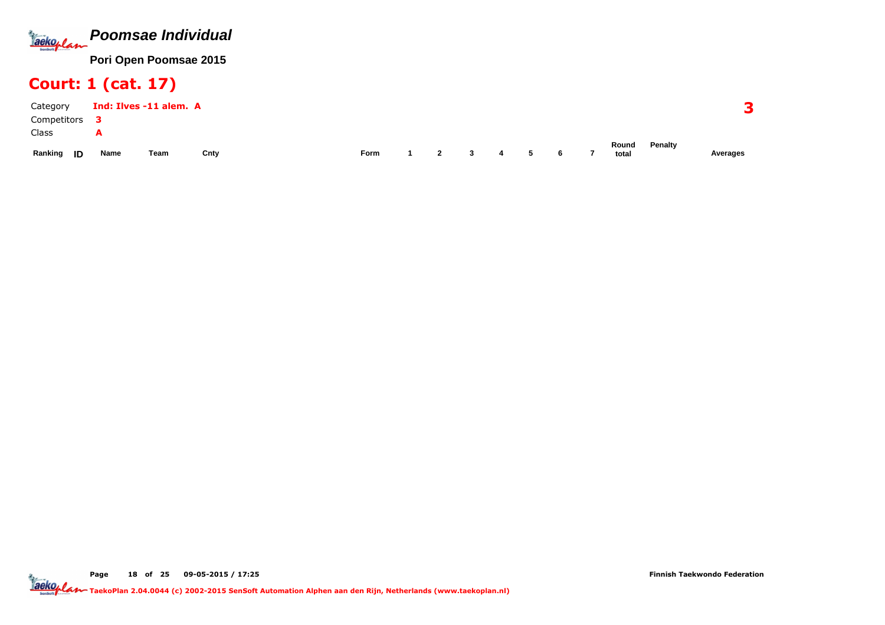# Poomsae Individual

**Pori Open Poomsae 2015**

## Court: 1 (cat. 17)

Category **Ind: Ilves -11 alem. A**

Competitors **3**

Class **A**

**3**

| Ranking | ID | Name | Team | Cnty | Form | 1 | 2 | 3 | 4 | 5 | 6 | 7 | Round total | Penalty | Averages |
|---|---|---|---|---|---|---|---|---|---|---|---|---|---|---|---|

Finnish Taekwondo Federation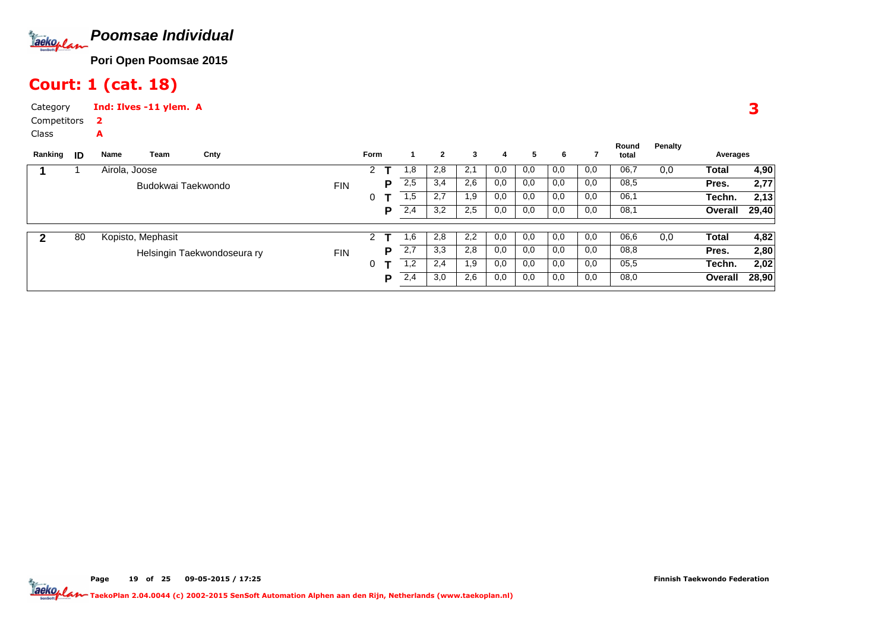# Poomsae Individual

**Pori Open Poomsae 2015**

## Court: 1 (cat. 18)

Category **Ind: Ilves -11 ylem. A**

Competitors **2**

Class **A**

**3**

| Ranking | ID | Name | Team | Cnty | Form | | 1 | 2 | 3 | 4 | 5 | 6 | 7 | Round total | Penalty | Averages | |
|---|---|---|---|---|---|---|---|---|---|---|---|---|---|---|---|---|---|
| **1** | 1 | Airola, Joose | | | 2 | **T** | 1,8 | 2,8 | 2,1 | 0,0 | 0,0 | 0,0 | 0,0 | 06,7 | 0,0 | **Total** | **4,90** |
| | | | Budokwai Taekwondo | FIN | | **P** | 2,5 | 3,4 | 2,6 | 0,0 | 0,0 | 0,0 | 0,0 | 08,5 | | **Pres.** | **2,77** |
| | | | | | 0 | **T** | 1,5 | 2,7 | 1,9 | 0,0 | 0,0 | 0,0 | 0,0 | 06,1 | | **Techn.** | **2,13** |
| | | | | | | **P** | 2,4 | 3,2 | 2,5 | 0,0 | 0,0 | 0,0 | 0,0 | 08,1 | | **Overall** | **29,40** |
| **2** | 80 | Kopisto, Mephasit | | | 2 | **T** | 1,6 | 2,8 | 2,2 | 0,0 | 0,0 | 0,0 | 0,0 | 06,6 | 0,0 | **Total** | **4,82** |
| | | | Helsingin Taekwondoseura ry | FIN | | **P** | 2,7 | 3,3 | 2,8 | 0,0 | 0,0 | 0,0 | 0,0 | 08,8 | | **Pres.** | **2,80** |
| | | | | | 0 | **T** | 1,2 | 2,4 | 1,9 | 0,0 | 0,0 | 0,0 | 0,0 | 05,5 | | **Techn.** | **2,02** |
| | | | | | | **P** | 2,4 | 3,0 | 2,6 | 0,0 | 0,0 | 0,0 | 0,0 | 08,0 | | **Overall** | **28,90** |

Page 19 of 25 09-05-2015 / 17:25

Finnish Taekwondo Federation

TaekoPlan 2.04.0044 (c) 2002-2015 SenSoft Automation Alphen aan den Rijn, Netherlands (www.taekoplan.nl)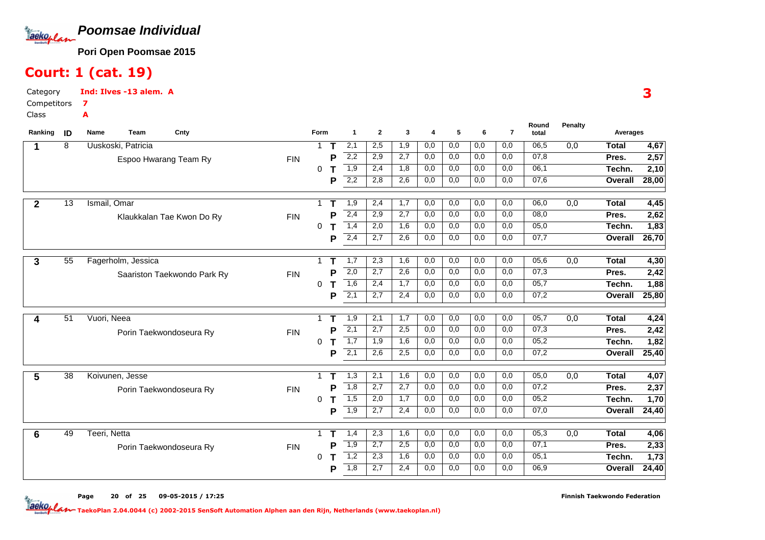# Poomsae Individual

**Pori Open Poomsae 2015**

## Court: 1 (cat. 19)

Category **Ind: Ilves -13 alem. A**
Competitors **7**
Class **A**

3

| Ranking | ID | Name / Team | Cnty | Form | | 1 | 2 | 3 | 4 | 5 | 6 | 7 | Round total | Penalty | Averages | |
|---|---|---|---|---|---|---|---|---|---|---|---|---|---|---|---|---|
| 1 | 8 | Uuskoski, Patricia | | 1 | T | 2,1 | 2,5 | 1,9 | 0,0 | 0,0 | 0,0 | 0,0 | 06,5 | 0,0 | Total | 4,67 |
| | | Espoo Hwarang Team Ry | FIN | | P | 2,2 | 2,9 | 2,7 | 0,0 | 0,0 | 0,0 | 0,0 | 07,8 | | Pres. | 2,57 |
| | | | | 0 | T | 1,9 | 2,4 | 1,8 | 0,0 | 0,0 | 0,0 | 0,0 | 06,1 | | Techn. | 2,10 |
| | | | | | P | 2,2 | 2,8 | 2,6 | 0,0 | 0,0 | 0,0 | 0,0 | 07,6 | | Overall | 28,00 |
| 2 | 13 | Ismail, Omar | | 1 | T | 1,9 | 2,4 | 1,7 | 0,0 | 0,0 | 0,0 | 0,0 | 06,0 | 0,0 | Total | 4,45 |
| | | Klaukkalan Tae Kwon Do Ry | FIN | | P | 2,4 | 2,9 | 2,7 | 0,0 | 0,0 | 0,0 | 0,0 | 08,0 | | Pres. | 2,62 |
| | | | | 0 | T | 1,4 | 2,0 | 1,6 | 0,0 | 0,0 | 0,0 | 0,0 | 05,0 | | Techn. | 1,83 |
| | | | | | P | 2,4 | 2,7 | 2,6 | 0,0 | 0,0 | 0,0 | 0,0 | 07,7 | | Overall | 26,70 |
| 3 | 55 | Fagerholm, Jessica | | 1 | T | 1,7 | 2,3 | 1,6 | 0,0 | 0,0 | 0,0 | 0,0 | 05,6 | 0,0 | Total | 4,30 |
| | | Saariston Taekwondo Park Ry | FIN | | P | 2,0 | 2,7 | 2,6 | 0,0 | 0,0 | 0,0 | 0,0 | 07,3 | | Pres. | 2,42 |
| | | | | 0 | T | 1,6 | 2,4 | 1,7 | 0,0 | 0,0 | 0,0 | 0,0 | 05,7 | | Techn. | 1,88 |
| | | | | | P | 2,1 | 2,7 | 2,4 | 0,0 | 0,0 | 0,0 | 0,0 | 07,2 | | Overall | 25,80 |
| 4 | 51 | Vuori, Neea | | 1 | T | 1,9 | 2,1 | 1,7 | 0,0 | 0,0 | 0,0 | 0,0 | 05,7 | 0,0 | Total | 4,24 |
| | | Porin Taekwondoseura Ry | FIN | | P | 2,1 | 2,7 | 2,5 | 0,0 | 0,0 | 0,0 | 0,0 | 07,3 | | Pres. | 2,42 |
| | | | | 0 | T | 1,7 | 1,9 | 1,6 | 0,0 | 0,0 | 0,0 | 0,0 | 05,2 | | Techn. | 1,82 |
| | | | | | P | 2,1 | 2,6 | 2,5 | 0,0 | 0,0 | 0,0 | 0,0 | 07,2 | | Overall | 25,40 |
| 5 | 38 | Koivunen, Jesse | | 1 | T | 1,3 | 2,1 | 1,6 | 0,0 | 0,0 | 0,0 | 0,0 | 05,0 | 0,0 | Total | 4,07 |
| | | Porin Taekwondoseura Ry | FIN | | P | 1,8 | 2,7 | 2,7 | 0,0 | 0,0 | 0,0 | 0,0 | 07,2 | | Pres. | 2,37 |
| | | | | 0 | T | 1,5 | 2,0 | 1,7 | 0,0 | 0,0 | 0,0 | 0,0 | 05,2 | | Techn. | 1,70 |
| | | | | | P | 1,9 | 2,7 | 2,4 | 0,0 | 0,0 | 0,0 | 0,0 | 07,0 | | Overall | 24,40 |
| 6 | 49 | Teeri, Netta | | 1 | T | 1,4 | 2,3 | 1,6 | 0,0 | 0,0 | 0,0 | 0,0 | 05,3 | 0,0 | Total | 4,06 |
| | | Porin Taekwondoseura Ry | FIN | | P | 1,9 | 2,7 | 2,5 | 0,0 | 0,0 | 0,0 | 0,0 | 07,1 | | Pres. | 2,33 |
| | | | | 0 | T | 1,2 | 2,3 | 1,6 | 0,0 | 0,0 | 0,0 | 0,0 | 05,1 | | Techn. | 1,73 |
| | | | | | P | 1,8 | 2,7 | 2,4 | 0,0 | 0,0 | 0,0 | 0,0 | 06,9 | | Overall | 24,40 |

Page 20 of 25 09-05-2015 / 17:25 Finnish Taekwondo Federation

TaekoPlan 2.04.0044 (c) 2002-2015 SenSoft Automation Alphen aan den Rijn, Netherlands (www.taekoplan.nl)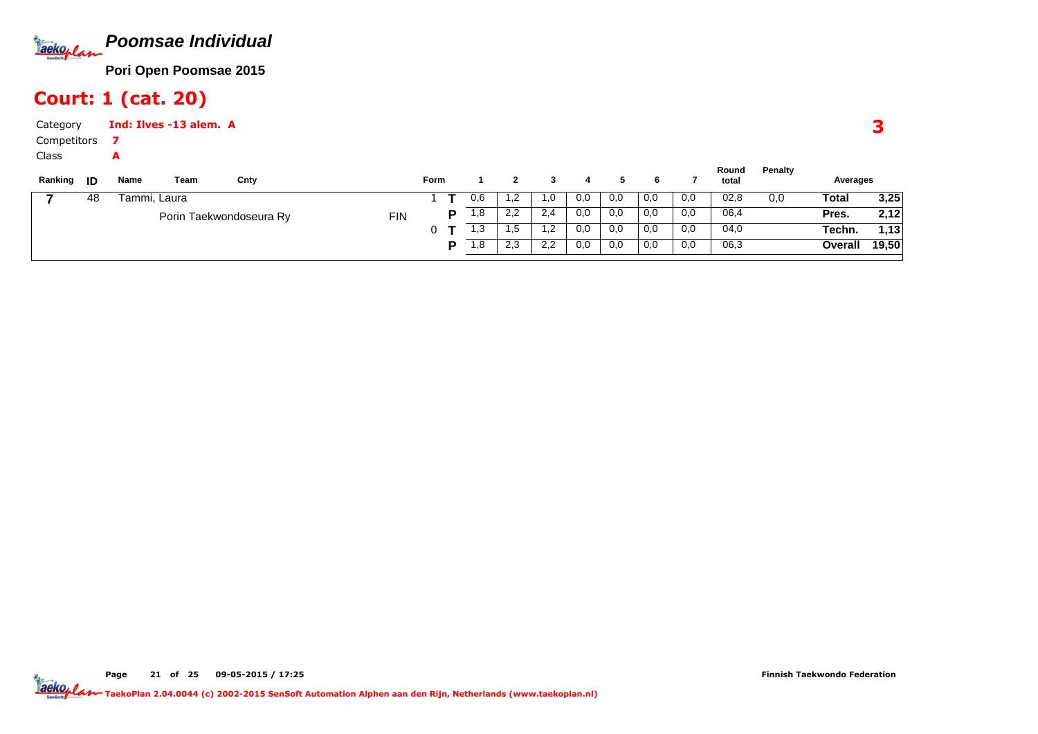# Poomsae Individual

**Pori Open Poomsae 2015**

## Court: 1 (cat. 20)

Category **Ind: Ilves -13 alem. A**

Competitors **7**

Class **A**

**3**

| Ranking | ID | Name | Team | Cnty | Form | | 1 | 2 | 3 | 4 | 5 | 6 | 7 | Round total | Penalty | Averages | |
|---|---|---|---|---|---|---|---|---|---|---|---|---|---|---|---|---|---|
| 7 | 48 | Tammi, Laura | | | 1 | T | 0,6 | 1,2 | 1,0 | 0,0 | 0,0 | 0,0 | 0,0 | 02,8 | 0,0 | **Total** | **3,25** |
| | | | Porin Taekwondoseura Ry | FIN | | P | 1,8 | 2,2 | 2,4 | 0,0 | 0,0 | 0,0 | 0,0 | 06,4 | | **Pres.** | **2,12** |
| | | | | | 0 | T | 1,3 | 1,5 | 1,2 | 0,0 | 0,0 | 0,0 | 0,0 | 04,0 | | **Techn.** | **1,13** |
| | | | | | | P | 1,8 | 2,3 | 2,2 | 0,0 | 0,0 | 0,0 | 0,0 | 06,3 | | **Overall** | **19,50** |

Page 21 of 25 09-05-2015 / 17:25

Finnish Taekwondo Federation

TaekoPlan 2.04.0044 (c) 2002-2015 SenSoft Automation Alphen aan den Rijn, Netherlands (www.taekoplan.nl)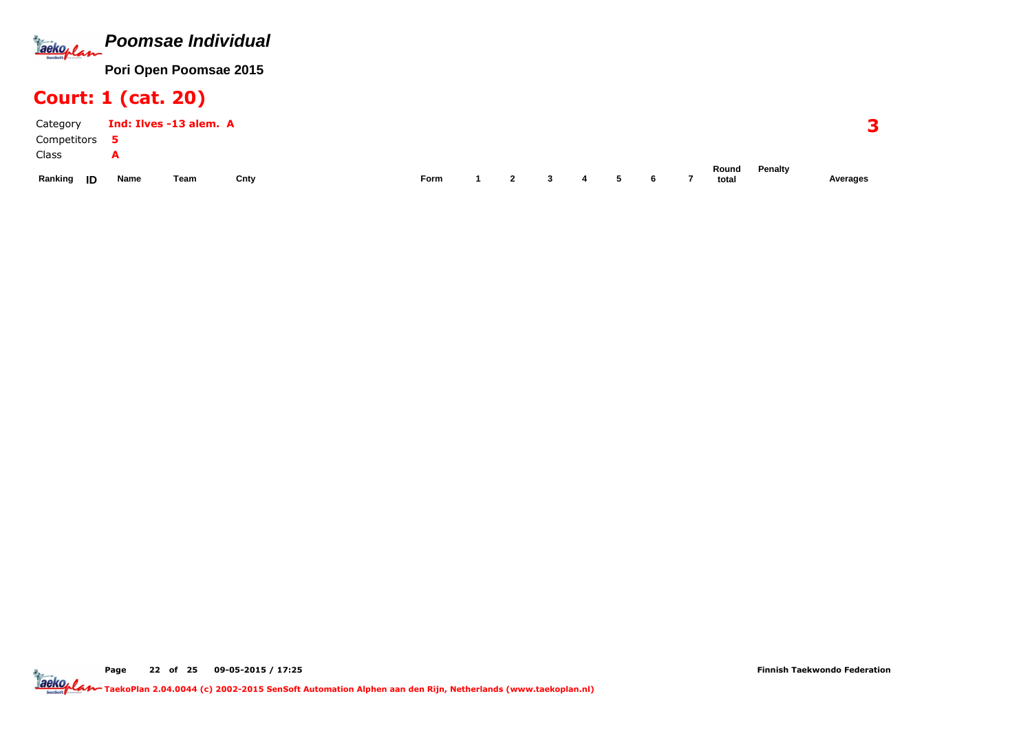# *Poomsae Individual*

**Pori Open Poomsae 2015**

## Court: 1 (cat. 20)

Category **Ind: Ilves -13 alem. A**

Competitors **5**

Class **A**

**3**

| Ranking | ID | Name | Team | Cnty | Form | 1 | 2 | 3 | 4 | 5 | 6 | 7 | Round total | Penalty | Averages |
|---|---|---|---|---|---|---|---|---|---|---|---|---|---|---|---|

Finnish Taekwondo Federation

TaekoPlan 2.04.0044 (c) 2002-2015 SenSoft Automation Alphen aan den Rijn, Netherlands (www.taekoplan.nl)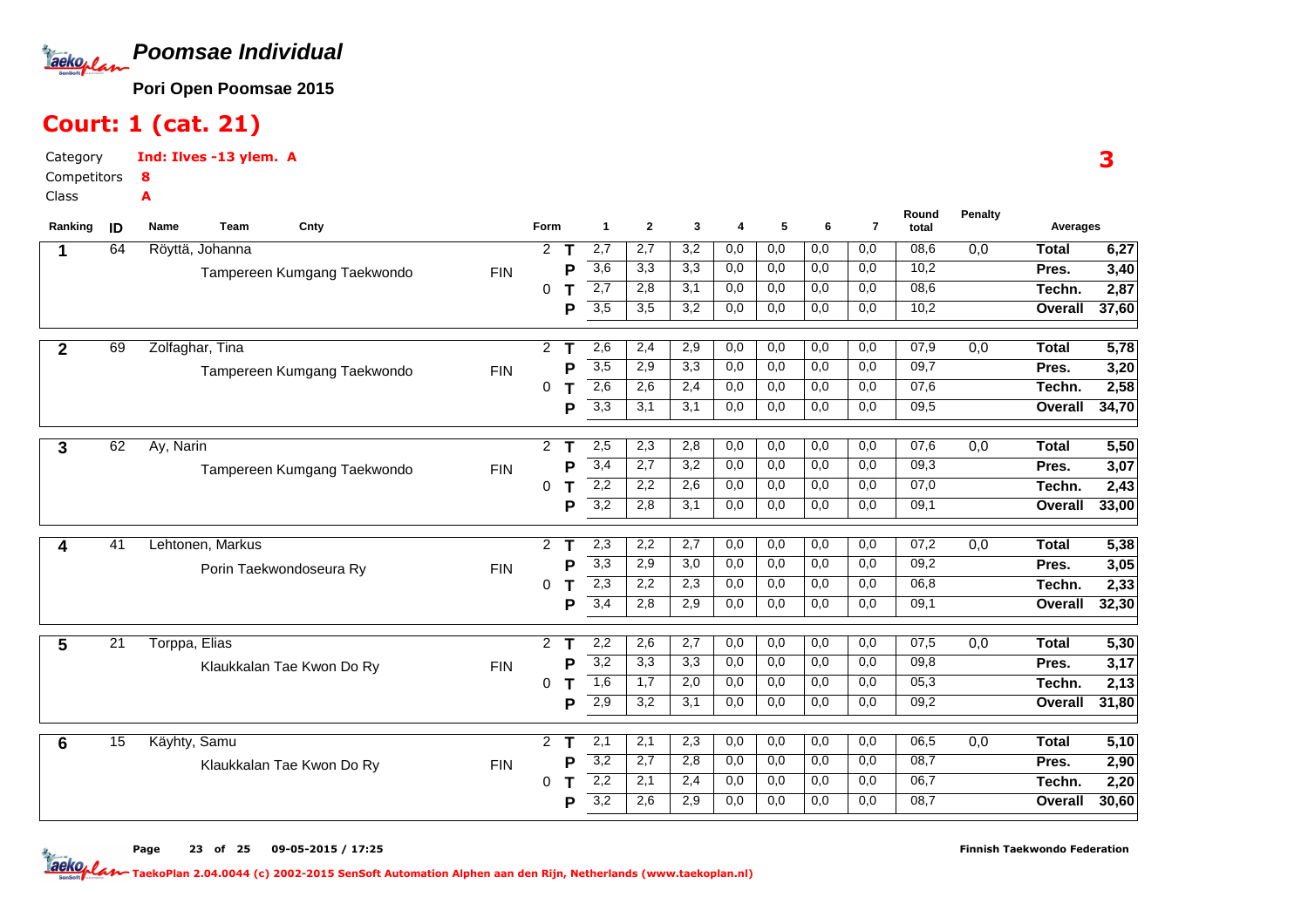# Poomsae Individual

**Pori Open Poomsae 2015**

## Court: 1 (cat. 21)

Category **Ind: Ilves -13 ylem. A**

Competitors **8**

Class **A**

3

| Ranking | ID | Name / Team | Cnty | Form | | 1 | 2 | 3 | 4 | 5 | 6 | 7 | Round total | Penalty | Averages | |
|---|---|---|---|---|---|---|---|---|---|---|---|---|---|---|---|---|
| 1 | 64 | Röyttä, Johanna | | 2 | T | 2,7 | 2,7 | 3,2 | 0,0 | 0,0 | 0,0 | 0,0 | 08,6 | 0,0 | Total | 6,27 |
| | | Tampereen Kumgang Taekwondo | FIN | | P | 3,6 | 3,3 | 3,3 | 0,0 | 0,0 | 0,0 | 0,0 | 10,2 | | Pres. | 3,40 |
| | | | | 0 | T | 2,7 | 2,8 | 3,1 | 0,0 | 0,0 | 0,0 | 0,0 | 08,6 | | Techn. | 2,87 |
| | | | | | P | 3,5 | 3,5 | 3,2 | 0,0 | 0,0 | 0,0 | 0,0 | 10,2 | | Overall | 37,60 |
| 2 | 69 | Zolfaghar, Tina | | 2 | T | 2,6 | 2,4 | 2,9 | 0,0 | 0,0 | 0,0 | 0,0 | 07,9 | 0,0 | Total | 5,78 |
| | | Tampereen Kumgang Taekwondo | FIN | | P | 3,5 | 2,9 | 3,3 | 0,0 | 0,0 | 0,0 | 0,0 | 09,7 | | Pres. | 3,20 |
| | | | | 0 | T | 2,6 | 2,6 | 2,4 | 0,0 | 0,0 | 0,0 | 0,0 | 07,6 | | Techn. | 2,58 |
| | | | | | P | 3,3 | 3,1 | 3,1 | 0,0 | 0,0 | 0,0 | 0,0 | 09,5 | | Overall | 34,70 |
| 3 | 62 | Ay, Narin | | 2 | T | 2,5 | 2,3 | 2,8 | 0,0 | 0,0 | 0,0 | 0,0 | 07,6 | 0,0 | Total | 5,50 |
| | | Tampereen Kumgang Taekwondo | FIN | | P | 3,4 | 2,7 | 3,2 | 0,0 | 0,0 | 0,0 | 0,0 | 09,3 | | Pres. | 3,07 |
| | | | | 0 | T | 2,2 | 2,2 | 2,6 | 0,0 | 0,0 | 0,0 | 0,0 | 07,0 | | Techn. | 2,43 |
| | | | | | P | 3,2 | 2,8 | 3,1 | 0,0 | 0,0 | 0,0 | 0,0 | 09,1 | | Overall | 33,00 |
| 4 | 41 | Lehtonen, Markus | | 2 | T | 2,3 | 2,2 | 2,7 | 0,0 | 0,0 | 0,0 | 0,0 | 07,2 | 0,0 | Total | 5,38 |
| | | Porin Taekwondoseura Ry | FIN | | P | 3,3 | 2,9 | 3,0 | 0,0 | 0,0 | 0,0 | 0,0 | 09,2 | | Pres. | 3,05 |
| | | | | 0 | T | 2,3 | 2,2 | 2,3 | 0,0 | 0,0 | 0,0 | 0,0 | 06,8 | | Techn. | 2,33 |
| | | | | | P | 3,4 | 2,8 | 2,9 | 0,0 | 0,0 | 0,0 | 0,0 | 09,1 | | Overall | 32,30 |
| 5 | 21 | Torppa, Elias | | 2 | T | 2,2 | 2,6 | 2,7 | 0,0 | 0,0 | 0,0 | 0,0 | 07,5 | 0,0 | Total | 5,30 |
| | | Klaukkalan Tae Kwon Do Ry | FIN | | P | 3,2 | 3,3 | 3,3 | 0,0 | 0,0 | 0,0 | 0,0 | 09,8 | | Pres. | 3,17 |
| | | | | 0 | T | 1,6 | 1,7 | 2,0 | 0,0 | 0,0 | 0,0 | 0,0 | 05,3 | | Techn. | 2,13 |
| | | | | | P | 2,9 | 3,2 | 3,1 | 0,0 | 0,0 | 0,0 | 0,0 | 09,2 | | Overall | 31,80 |
| 6 | 15 | Käyhty, Samu | | 2 | T | 2,1 | 2,1 | 2,3 | 0,0 | 0,0 | 0,0 | 0,0 | 06,5 | 0,0 | Total | 5,10 |
| | | Klaukkalan Tae Kwon Do Ry | FIN | | P | 3,2 | 2,7 | 2,8 | 0,0 | 0,0 | 0,0 | 0,0 | 08,7 | | Pres. | 2,90 |
| | | | | 0 | T | 2,2 | 2,1 | 2,4 | 0,0 | 0,0 | 0,0 | 0,0 | 06,7 | | Techn. | 2,20 |
| | | | | | P | 3,2 | 2,6 | 2,9 | 0,0 | 0,0 | 0,0 | 0,0 | 08,7 | | Overall | 30,60 |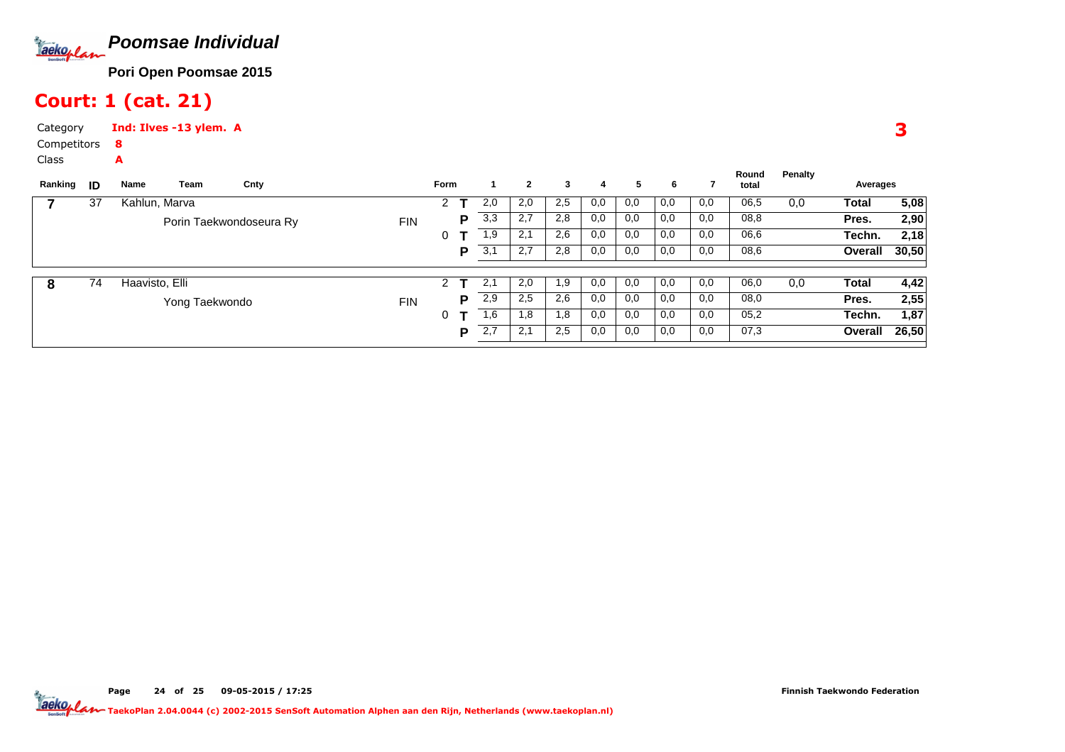# Poomsae Individual

**Pori Open Poomsae 2015**

## Court: 1 (cat. 21)

Category **Ind: Ilves -13 ylem. A**

Competitors **8**

Class **A**

**3**

| Ranking | ID | Name / Team | Cnty | Form | | 1 | 2 | 3 | 4 | 5 | 6 | 7 | Round total | Penalty | Averages | |
|---|---|---|---|---|---|---|---|---|---|---|---|---|---|---|---|---|
| 7 | 37 | Kahlun, Marva | | 2 | T | 2,0 | 2,0 | 2,5 | 0,0 | 0,0 | 0,0 | 0,0 | 06,5 | 0,0 | Total | 5,08 |
| | | Porin Taekwondoseura Ry | FIN | | P | 3,3 | 2,7 | 2,8 | 0,0 | 0,0 | 0,0 | 0,0 | 08,8 | | Pres. | 2,90 |
| | | | | 0 | T | 1,9 | 2,1 | 2,6 | 0,0 | 0,0 | 0,0 | 0,0 | 06,6 | | Techn. | 2,18 |
| | | | | | P | 3,1 | 2,7 | 2,8 | 0,0 | 0,0 | 0,0 | 0,0 | 08,6 | | Overall | 30,50 |
| 8 | 74 | Haavisto, Elli | | 2 | T | 2,1 | 2,0 | 1,9 | 0,0 | 0,0 | 0,0 | 0,0 | 06,0 | 0,0 | Total | 4,42 |
| | | Yong Taekwondo | FIN | | P | 2,9 | 2,5 | 2,6 | 0,0 | 0,0 | 0,0 | 0,0 | 08,0 | | Pres. | 2,55 |
| | | | | 0 | T | 1,6 | 1,8 | 1,8 | 0,0 | 0,0 | 0,0 | 0,0 | 05,2 | | Techn. | 1,87 |
| | | | | | P | 2,7 | 2,1 | 2,5 | 0,0 | 0,0 | 0,0 | 0,0 | 07,3 | | Overall | 26,50 |

Page 24 of 25 09-05-2015 / 17:25

Finnish Taekwondo Federation

TaekoPlan 2.04.0044 (c) 2002-2015 SenSoft Automation Alphen aan den Rijn, Netherlands (www.taekoplan.nl)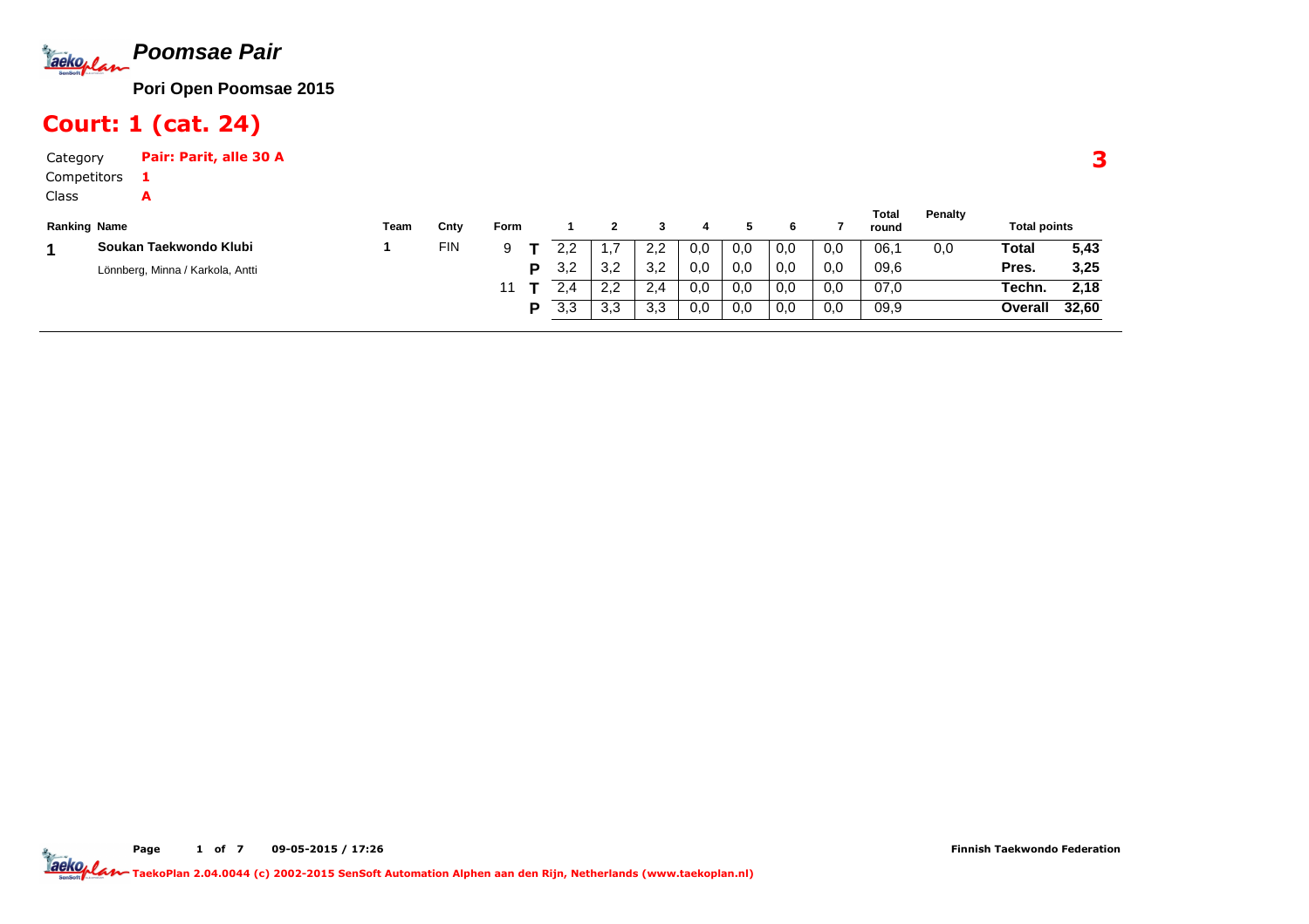# Poomsae Pair

**Pori Open Poomsae 2015**

## Court: 1 (cat. 24)

**3**

Category: **Pair: Parit, alle 30 A**
Competitors: **1**
Class: **A**

| Ranking | Name | Team | Cnty | Form | | 1 | 2 | 3 | 4 | 5 | 6 | 7 | Total round | Penalty | Total points | |
|---|---|---|---|---|---|---|---|---|---|---|---|---|---|---|---|---|
| 1 | **Soukan Taekwondo Klubi** | 1 | FIN | 9 | T | 2,2 | 1,7 | 2,2 | 0,0 | 0,0 | 0,0 | 0,0 | 06,1 | 0,0 | **Total** | **5,43** |
| | Lönnberg, Minna / Karkola, Antti | | | | P | 3,2 | 3,2 | 3,2 | 0,0 | 0,0 | 0,0 | 0,0 | 09,6 | | **Pres.** | **3,25** |
| | | | | 11 | T | 2,4 | 2,2 | 2,4 | 0,0 | 0,0 | 0,0 | 0,0 | 07,0 | | **Techn.** | **2,18** |
| | | | | | P | 3,3 | 3,3 | 3,3 | 0,0 | 0,0 | 0,0 | 0,0 | 09,9 | | **Overall** | **32,60** |

Finnish Taekwondo Federation

TaekoPlan 2.04.0044 (c) 2002-2015 SenSoft Automation Alphen aan den Rijn, Netherlands (www.taekoplan.nl)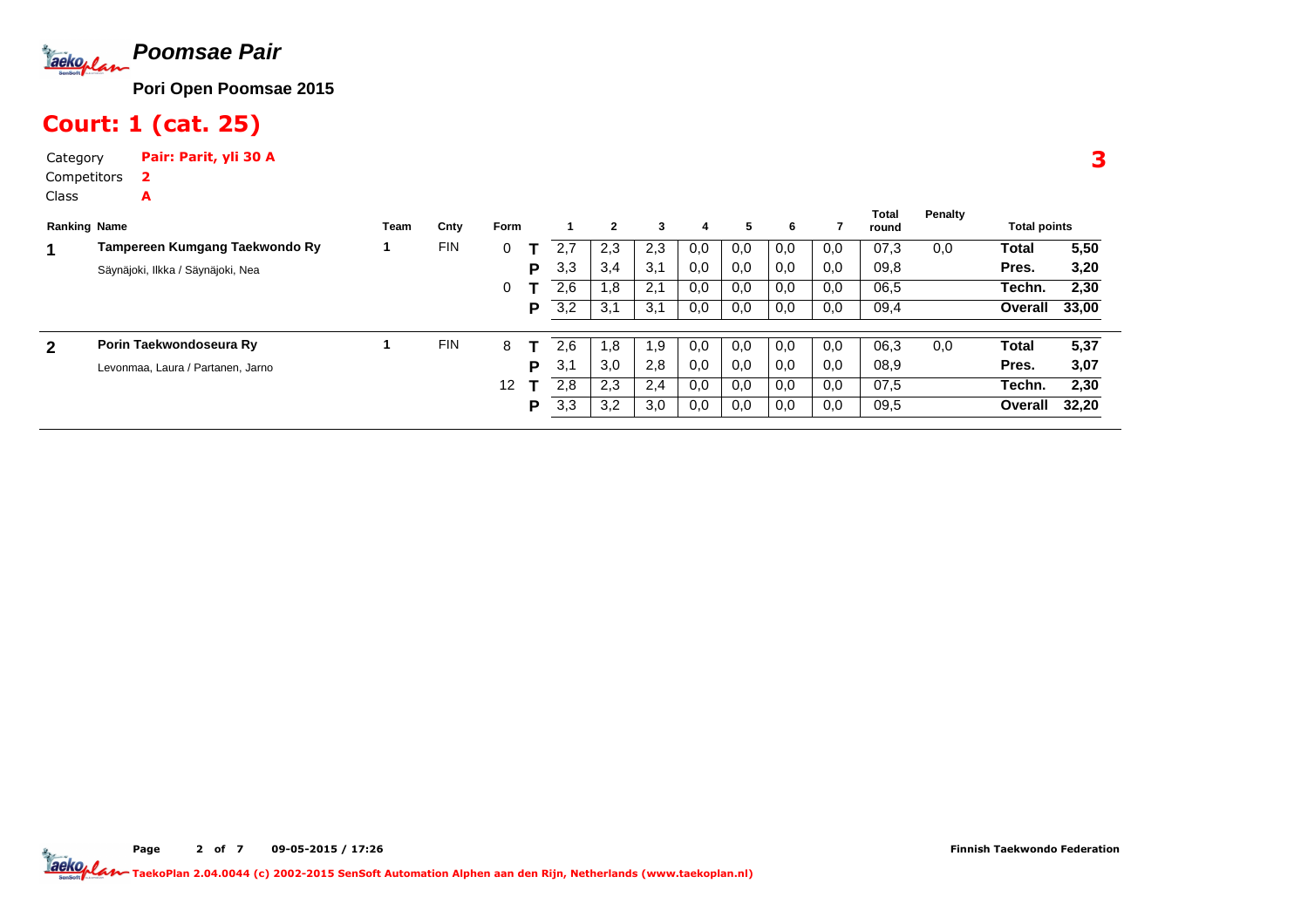# Poomsae Pair

**Pori Open Poomsae 2015**

## Court: 1 (cat. 25)

Category **Pair: Parit, yli 30 A**

Competitors **2**

Class **A**

**3**

| Ranking | Name | Team | Cnty | Form | | 1 | 2 | 3 | 4 | 5 | 6 | 7 | Total round | Penalty | Total points | |
|---|---|---|---|---|---|---|---|---|---|---|---|---|---|---|---|---|
| **1** | **Tampereen Kumgang Taekwondo Ry** | 1 | FIN | 0 | **T** | 2,7 | 2,3 | 2,3 | 0,0 | 0,0 | 0,0 | 0,0 | 07,3 | 0,0 | **Total** | **5,50** |
| | Säynäjoki, Ilkka / Säynäjoki, Nea | | | | **P** | 3,3 | 3,4 | 3,1 | 0,0 | 0,0 | 0,0 | 0,0 | 09,8 | | **Pres.** | **3,20** |
| | | | | 0 | **T** | 2,6 | 1,8 | 2,1 | 0,0 | 0,0 | 0,0 | 0,0 | 06,5 | | **Techn.** | **2,30** |
| | | | | | **P** | 3,2 | 3,1 | 3,1 | 0,0 | 0,0 | 0,0 | 0,0 | 09,4 | | **Overall** | **33,00** |
| **2** | **Porin Taekwondoseura Ry** | 1 | FIN | 8 | **T** | 2,6 | 1,8 | 1,9 | 0,0 | 0,0 | 0,0 | 0,0 | 06,3 | 0,0 | **Total** | **5,37** |
| | Levonmaa, Laura / Partanen, Jarno | | | | **P** | 3,1 | 3,0 | 2,8 | 0,0 | 0,0 | 0,0 | 0,0 | 08,9 | | **Pres.** | **3,07** |
| | | | | 12 | **T** | 2,8 | 2,3 | 2,4 | 0,0 | 0,0 | 0,0 | 0,0 | 07,5 | | **Techn.** | **2,30** |
| | | | | | **P** | 3,3 | 3,2 | 3,0 | 0,0 | 0,0 | 0,0 | 0,0 | 09,5 | | **Overall** | **32,20** |

Finnish Taekwondo Federation

TaekoPlan 2.04.0044 (c) 2002-2015 SenSoft Automation Alphen aan den Rijn, Netherlands (www.taekoplan.nl)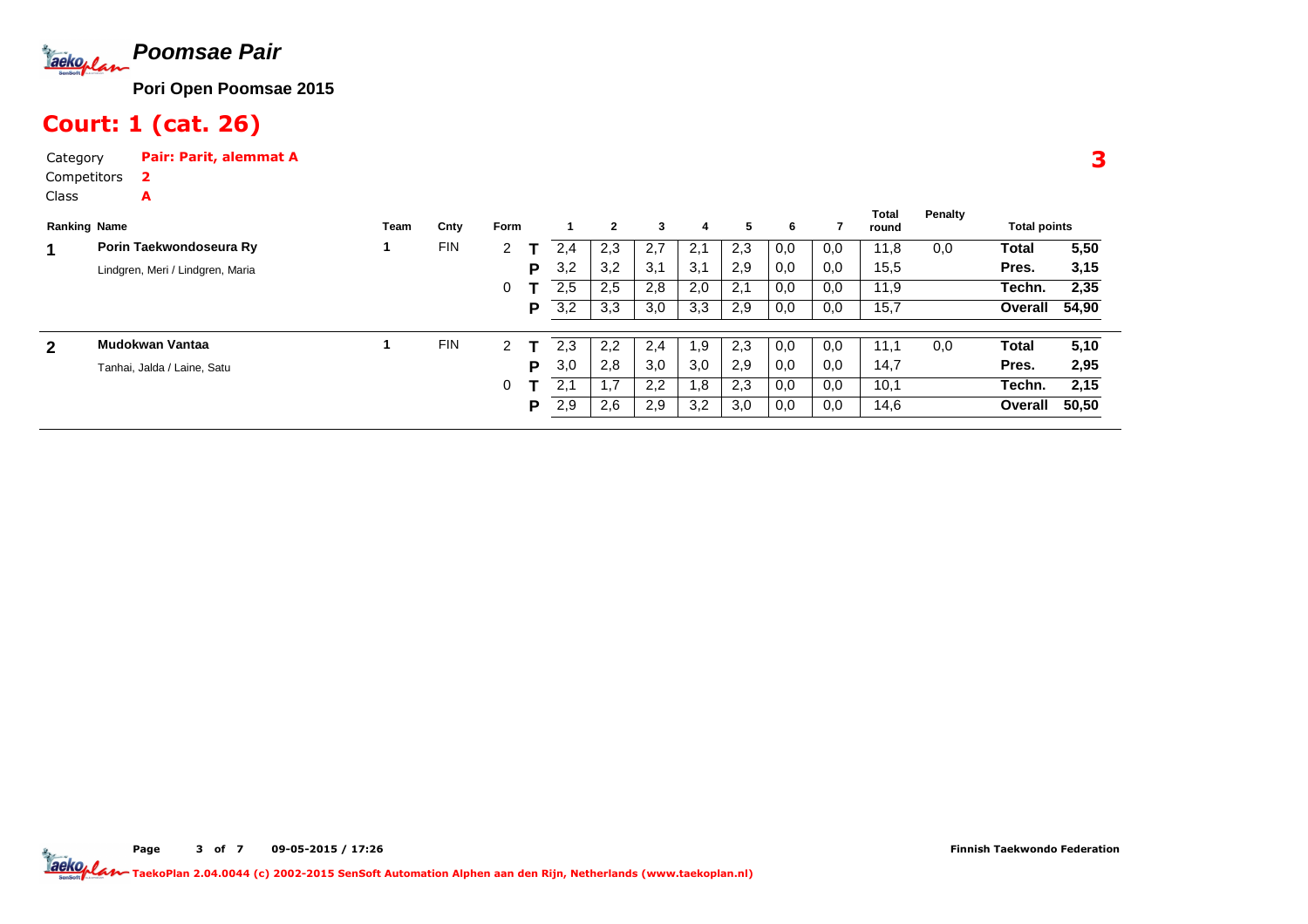# Poomsae Pair

**Pori Open Poomsae 2015**

## Court: 1 (cat. 26)

Category **Pair: Parit, alemmat A**

Competitors **2**

Class **A**

**3**

| Ranking | Name | Team | Cnty | Form | | 1 | 2 | 3 | 4 | 5 | 6 | 7 | Total round | Penalty | Total points | |
|---|---|---|---|---|---|---|---|---|---|---|---|---|---|---|---|---|
| **1** | **Porin Taekwondoseura Ry** | 1 | FIN | 2 | **T** | 2,4 | 2,3 | 2,7 | 2,1 | 2,3 | 0,0 | 0,0 | 11,8 | 0,0 | **Total** | **5,50** |
| | Lindgren, Meri / Lindgren, Maria | | | | **P** | 3,2 | 3,2 | 3,1 | 3,1 | 2,9 | 0,0 | 0,0 | 15,5 | | **Pres.** | **3,15** |
| | | | | 0 | **T** | 2,5 | 2,5 | 2,8 | 2,0 | 2,1 | 0,0 | 0,0 | 11,9 | | **Techn.** | **2,35** |
| | | | | | **P** | 3,2 | 3,3 | 3,0 | 3,3 | 2,9 | 0,0 | 0,0 | 15,7 | | **Overall** | **54,90** |
| **2** | **Mudokwan Vantaa** | 1 | FIN | 2 | **T** | 2,3 | 2,2 | 2,4 | 1,9 | 2,3 | 0,0 | 0,0 | 11,1 | 0,0 | **Total** | **5,10** |
| | Tanhai, Jalda / Laine, Satu | | | | **P** | 3,0 | 2,8 | 3,0 | 3,0 | 2,9 | 0,0 | 0,0 | 14,7 | | **Pres.** | **2,95** |
| | | | | 0 | **T** | 2,1 | 1,7 | 2,2 | 1,8 | 2,3 | 0,0 | 0,0 | 10,1 | | **Techn.** | **2,15** |
| | | | | | **P** | 2,9 | 2,6 | 2,9 | 3,2 | 3,0 | 0,0 | 0,0 | 14,6 | | **Overall** | **50,50** |

09-05-2015 / 17:26

**Finnish Taekwondo Federation**

**TaekoPlan 2.04.0044 (c) 2002-2015 SenSoft Automation Alphen aan den Rijn, Netherlands (www.taekoplan.nl)**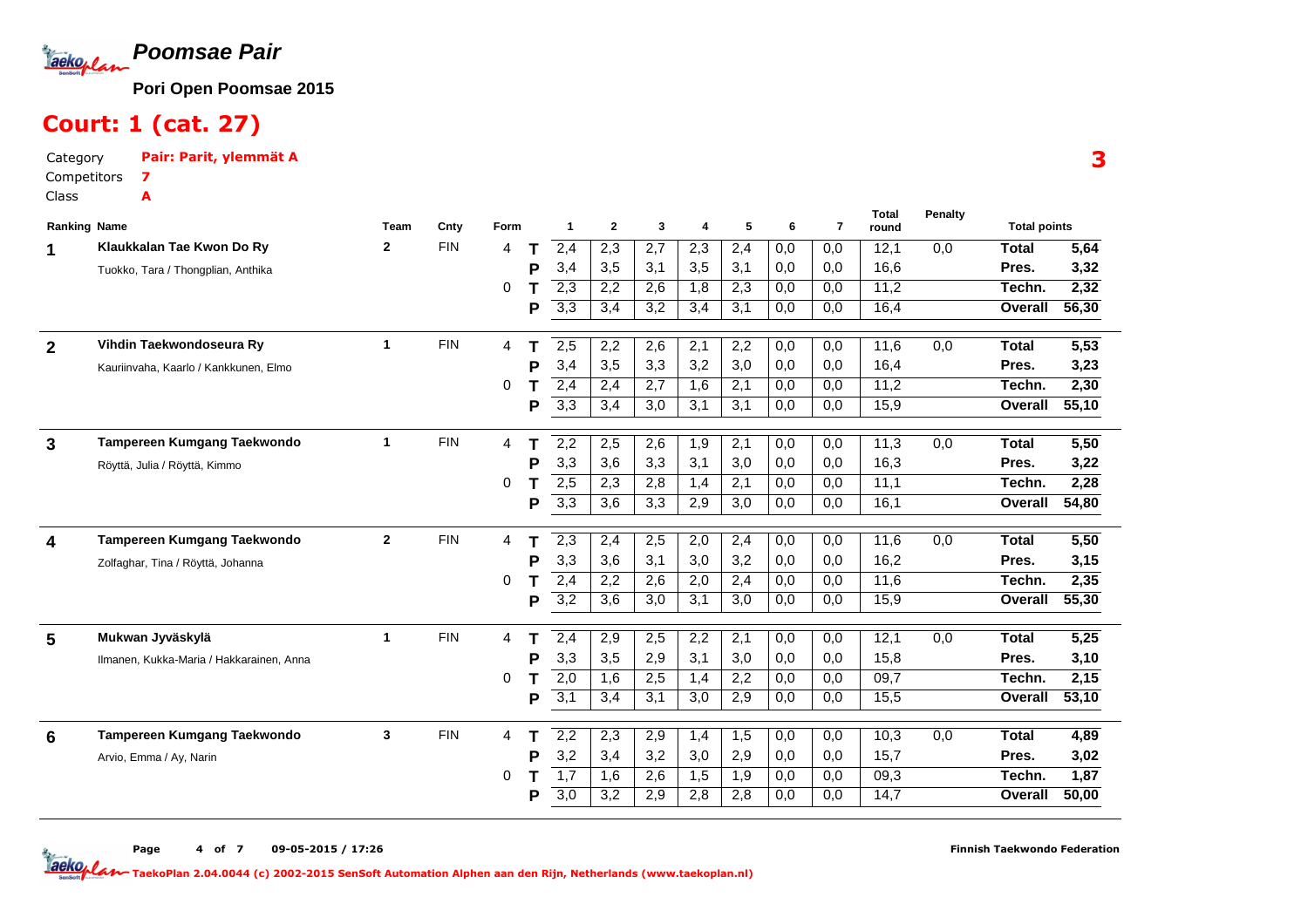# Poomsae Pair

**Pori Open Poomsae 2015**

## Court: 1 (cat. 27)

Category **Pair: Parit, ylemmät A**
Competitors **7**
Class **A**

**3**

| Ranking | Name | Team | Cnty | Form | | 1 | 2 | 3 | 4 | 5 | 6 | 7 | Total round | Penalty | Total points | |
|---|---|---|---|---|---|---|---|---|---|---|---|---|---|---|---|---|
| 1 | **Klaukkalan Tae Kwon Do Ry** | 2 | FIN | 4 | T | 2,4 | 2,3 | 2,7 | 2,3 | 2,4 | 0,0 | 0,0 | 12,1 | 0,0 | Total | 5,64 |
| | Tuokko, Tara / Thongplian, Anthika | | | | P | 3,4 | 3,5 | 3,1 | 3,5 | 3,1 | 0,0 | 0,0 | 16,6 | | Pres. | 3,32 |
| | | | | 0 | T | 2,3 | 2,2 | 2,6 | 1,8 | 2,3 | 0,0 | 0,0 | 11,2 | | Techn. | 2,32 |
| | | | | | P | 3,3 | 3,4 | 3,2 | 3,4 | 3,1 | 0,0 | 0,0 | 16,4 | | Overall | 56,30 |
| 2 | **Vihdin Taekwondoseura Ry** | 1 | FIN | 4 | T | 2,5 | 2,2 | 2,6 | 2,1 | 2,2 | 0,0 | 0,0 | 11,6 | 0,0 | Total | 5,53 |
| | Kauriinvaha, Kaarlo / Kankkunen, Elmo | | | | P | 3,4 | 3,5 | 3,3 | 3,2 | 3,0 | 0,0 | 0,0 | 16,4 | | Pres. | 3,23 |
| | | | | 0 | T | 2,4 | 2,4 | 2,7 | 1,6 | 2,1 | 0,0 | 0,0 | 11,2 | | Techn. | 2,30 |
| | | | | | P | 3,3 | 3,4 | 3,0 | 3,1 | 3,1 | 0,0 | 0,0 | 15,9 | | Overall | 55,10 |
| 3 | **Tampereen Kumgang Taekwondo** | 1 | FIN | 4 | T | 2,2 | 2,5 | 2,6 | 1,9 | 2,1 | 0,0 | 0,0 | 11,3 | 0,0 | Total | 5,50 |
| | Röyttä, Julia / Röyttä, Kimmo | | | | P | 3,3 | 3,6 | 3,3 | 3,1 | 3,0 | 0,0 | 0,0 | 16,3 | | Pres. | 3,22 |
| | | | | 0 | T | 2,5 | 2,3 | 2,8 | 1,4 | 2,1 | 0,0 | 0,0 | 11,1 | | Techn. | 2,28 |
| | | | | | P | 3,3 | 3,6 | 3,3 | 2,9 | 3,0 | 0,0 | 0,0 | 16,1 | | Overall | 54,80 |
| 4 | **Tampereen Kumgang Taekwondo** | 2 | FIN | 4 | T | 2,3 | 2,4 | 2,5 | 2,0 | 2,4 | 0,0 | 0,0 | 11,6 | 0,0 | Total | 5,50 |
| | Zolfaghar, Tina / Röyttä, Johanna | | | | P | 3,3 | 3,6 | 3,1 | 3,0 | 3,2 | 0,0 | 0,0 | 16,2 | | Pres. | 3,15 |
| | | | | 0 | T | 2,4 | 2,2 | 2,6 | 2,0 | 2,4 | 0,0 | 0,0 | 11,6 | | Techn. | 2,35 |
| | | | | | P | 3,2 | 3,6 | 3,0 | 3,1 | 3,0 | 0,0 | 0,0 | 15,9 | | Overall | 55,30 |
| 5 | **Mukwan Jyväskylä** | 1 | FIN | 4 | T | 2,4 | 2,9 | 2,5 | 2,2 | 2,1 | 0,0 | 0,0 | 12,1 | 0,0 | Total | 5,25 |
| | Ilmanen, Kukka-Maria / Hakkarainen, Anna | | | | P | 3,3 | 3,5 | 2,9 | 3,1 | 3,0 | 0,0 | 0,0 | 15,8 | | Pres. | 3,10 |
| | | | | 0 | T | 2,0 | 1,6 | 2,5 | 1,4 | 2,2 | 0,0 | 0,0 | 09,7 | | Techn. | 2,15 |
| | | | | | P | 3,1 | 3,4 | 3,1 | 3,0 | 2,9 | 0,0 | 0,0 | 15,5 | | Overall | 53,10 |
| 6 | **Tampereen Kumgang Taekwondo** | 3 | FIN | 4 | T | 2,2 | 2,3 | 2,9 | 1,4 | 1,5 | 0,0 | 0,0 | 10,3 | 0,0 | Total | 4,89 |
| | Arvio, Emma / Ay, Narin | | | | P | 3,2 | 3,4 | 3,2 | 3,0 | 2,9 | 0,0 | 0,0 | 15,7 | | Pres. | 3,02 |
| | | | | 0 | T | 1,7 | 1,6 | 2,6 | 1,5 | 1,9 | 0,0 | 0,0 | 09,3 | | Techn. | 1,87 |
| | | | | | P | 3,0 | 3,2 | 2,9 | 2,8 | 2,8 | 0,0 | 0,0 | 14,7 | | Overall | 50,00 |

09-05-2015 / 17:26 Finnish Taekwondo Federation

TaekoPlan 2.04.0044 (c) 2002-2015 SenSoft Automation Alphen aan den Rijn, Netherlands (www.taekoplan.nl)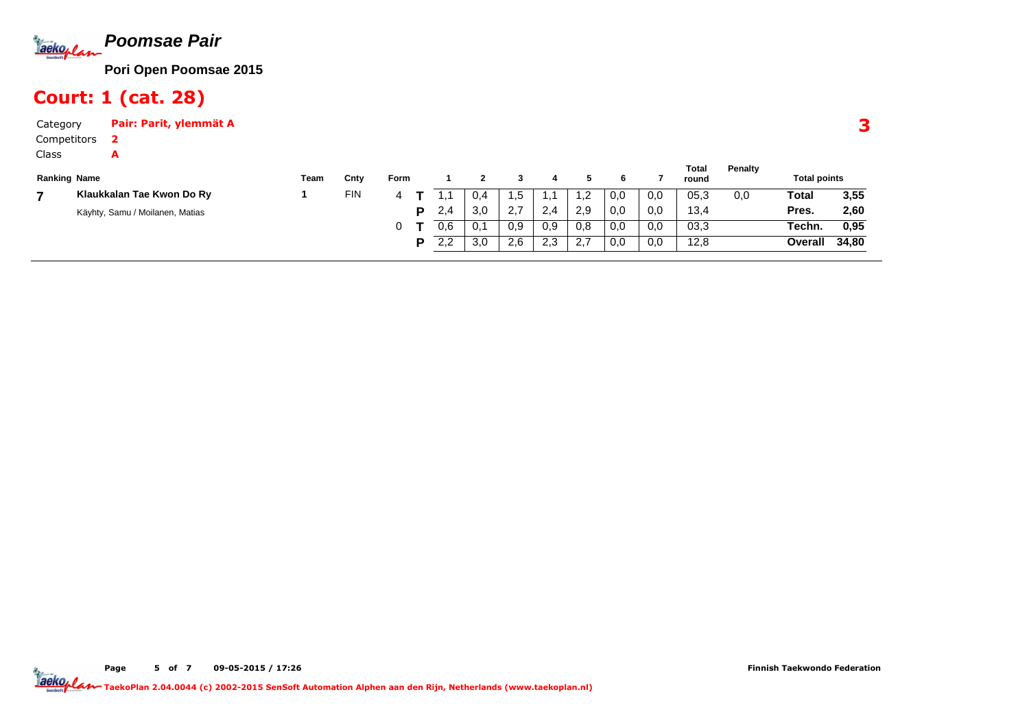# *Poomsae Pair*

**Pori Open Poomsae 2015**

## Court: 1 (cat. 28)

Category **Pair: Parit, ylemmät A**

Competitors **2**

Class **A**

**3**

| Ranking | Name | Team | Cnty | Form | | 1 | 2 | 3 | 4 | 5 | 6 | 7 | Total round | Penalty | Total points | |
|---|---|---|---|---|---|---|---|---|---|---|---|---|---|---|---|---|
| **7** | **Klaukkalan Tae Kwon Do Ry** | **1** | FIN | 4 | **T** | 1,1 | 0,4 | 1,5 | 1,1 | 1,2 | 0,0 | 0,0 | 05,3 | 0,0 | **Total** | **3,55** |
| | Käyhty, Samu / Moilanen, Matias | | | | **P** | 2,4 | 3,0 | 2,7 | 2,4 | 2,9 | 0,0 | 0,0 | 13,4 | | **Pres.** | **2,60** |
| | | | | 0 | **T** | 0,6 | 0,1 | 0,9 | 0,9 | 0,8 | 0,0 | 0,0 | 03,3 | | **Techn.** | **0,95** |
| | | | | | **P** | 2,2 | 3,0 | 2,6 | 2,3 | 2,7 | 0,0 | 0,0 | 12,8 | | **Overall** | **34,80** |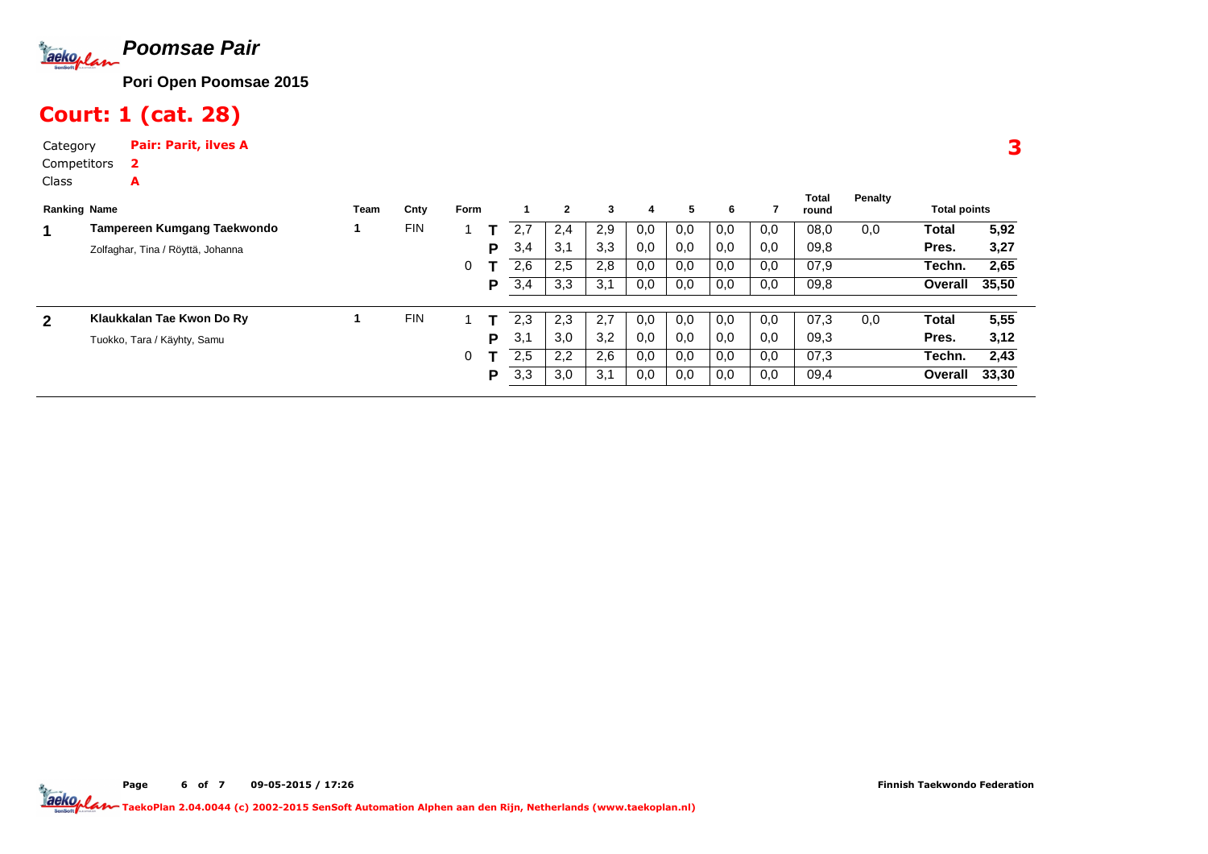# Poomsae Pair

**Pori Open Poomsae 2015**

## Court: 1 (cat. 28)

Category **Pair: Parit, ilves A**

Competitors **2**

Class **A**

**3**

| Ranking | Name | Team | Cnty | Form | | 1 | 2 | 3 | 4 | 5 | 6 | 7 | Total round | Penalty | Total points | |
|---|---|---|---|---|---|---|---|---|---|---|---|---|---|---|---|---|
| **1** | **Tampereen Kumgang Taekwondo** | 1 | FIN | 1 | T | 2,7 | 2,4 | 2,9 | 0,0 | 0,0 | 0,0 | 0,0 | 08,0 | 0,0 | **Total** | **5,92** |
| | Zolfaghar, Tina / Röyttä, Johanna | | | | P | 3,4 | 3,1 | 3,3 | 0,0 | 0,0 | 0,0 | 0,0 | 09,8 | | **Pres.** | **3,27** |
| | | | | 0 | T | 2,6 | 2,5 | 2,8 | 0,0 | 0,0 | 0,0 | 0,0 | 07,9 | | **Techn.** | **2,65** |
| | | | | | P | 3,4 | 3,3 | 3,1 | 0,0 | 0,0 | 0,0 | 0,0 | 09,8 | | **Overall** | **35,50** |
| **2** | **Klaukkalan Tae Kwon Do Ry** | 1 | FIN | 1 | T | 2,3 | 2,3 | 2,7 | 0,0 | 0,0 | 0,0 | 0,0 | 07,3 | 0,0 | **Total** | **5,55** |
| | Tuokko, Tara / Käyhty, Samu | | | | P | 3,1 | 3,0 | 3,2 | 0,0 | 0,0 | 0,0 | 0,0 | 09,3 | | **Pres.** | **3,12** |
| | | | | 0 | T | 2,5 | 2,2 | 2,6 | 0,0 | 0,0 | 0,0 | 0,0 | 07,3 | | **Techn.** | **2,43** |
| | | | | | P | 3,3 | 3,0 | 3,1 | 0,0 | 0,0 | 0,0 | 0,0 | 09,4 | | **Overall** | **33,30** |

09-05-2015 / 17:26

Finnish Taekwondo Federation

TaekoPlan 2.04.0044 (c) 2002-2015 SenSoft Automation Alphen aan den Rijn, Netherlands (www.taekoplan.nl)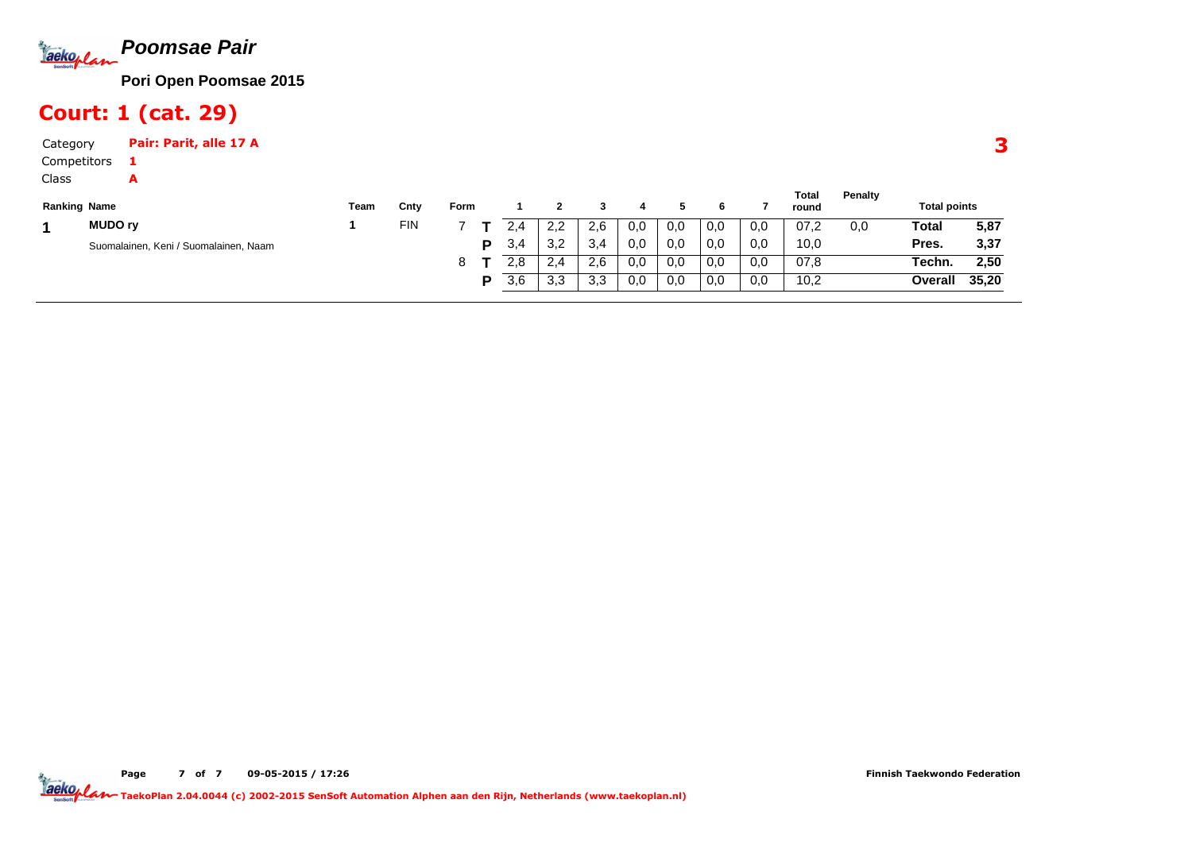# Poomsae Pair

**Pori Open Poomsae 2015**

## Court: 1 (cat. 29)

Category **Pair: Parit, alle 17 A**

Competitors **1**

Class **A**

**3**

| Ranking | Name | Team | Cnty | Form | | 1 | 2 | 3 | 4 | 5 | 6 | 7 | Total round | Penalty | Total points | |
|---|---|---|---|---|---|---|---|---|---|---|---|---|---|---|---|---|
| 1 | **MUDO ry** | 1 | FIN | 7 | **T** | 2,4 | 2,2 | 2,6 | 0,0 | 0,0 | 0,0 | 0,0 | 07,2 | 0,0 | **Total** | **5,87** |
| | Suomalainen, Keni / Suomalainen, Naam | | | | **P** | 3,4 | 3,2 | 3,4 | 0,0 | 0,0 | 0,0 | 0,0 | 10,0 | | **Pres.** | **3,37** |
| | | | | 8 | **T** | 2,8 | 2,4 | 2,6 | 0,0 | 0,0 | 0,0 | 0,0 | 07,8 | | **Techn.** | **2,50** |
| | | | | | **P** | 3,6 | 3,3 | 3,3 | 0,0 | 0,0 | 0,0 | 0,0 | 10,2 | | **Overall** | **35,20** |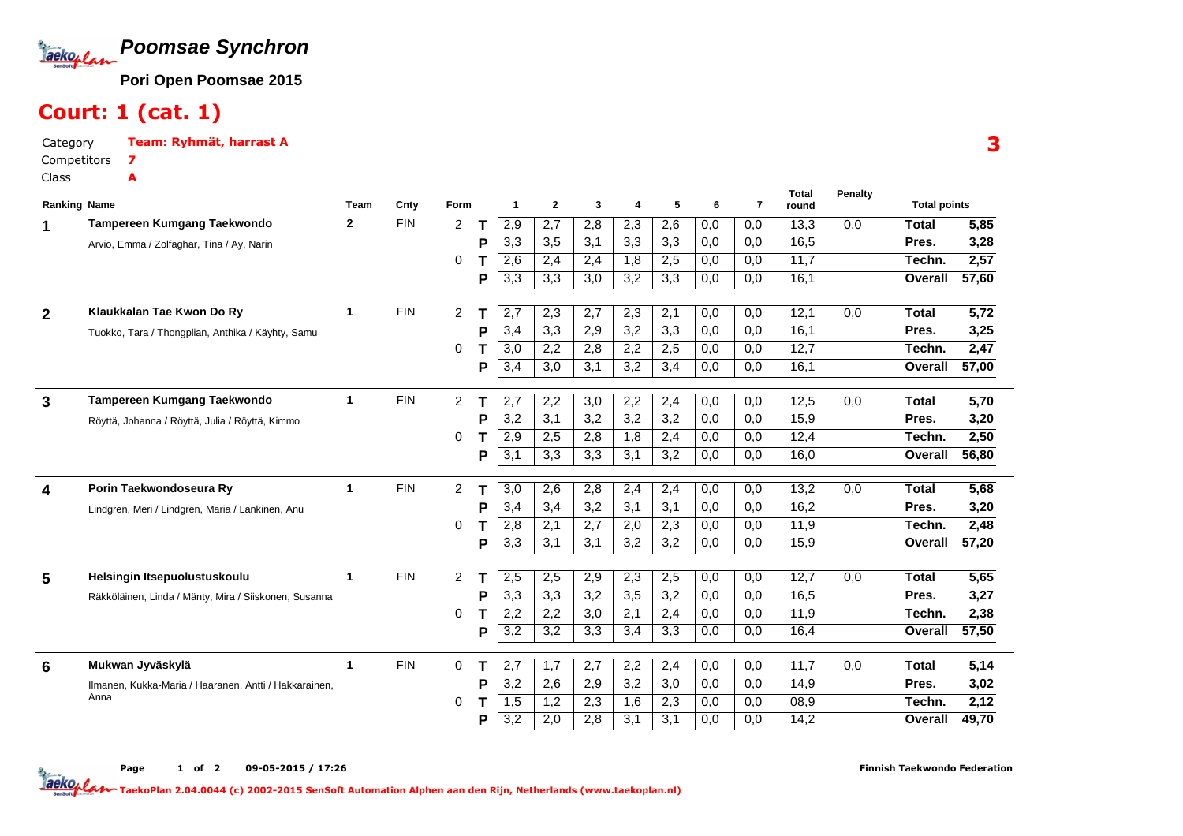# Poomsae Synchron

**Pori Open Poomsae 2015**

## Court: 1 (cat. 1)

Category **Team: Ryhmät, harrast A**
Competitors **7**
Class **A**

**3**

| Ranking | Name | Team | Cnty | Form | | 1 | 2 | 3 | 4 | 5 | 6 | 7 | Total round | Penalty | Total points | |
|---|---|---|---|---|---|---|---|---|---|---|---|---|---|---|---|---|
| 1 | **Tampereen Kumgang Taekwondo** | 2 | FIN | 2 | T | 2,9 | 2,7 | 2,8 | 2,3 | 2,6 | 0,0 | 0,0 | 13,3 | 0,0 | Total | 5,85 |
| | Arvio, Emma / Zolfaghar, Tina / Ay, Narin | | | | P | 3,3 | 3,5 | 3,1 | 3,3 | 3,3 | 0,0 | 0,0 | 16,5 | | Pres. | 3,28 |
| | | | | 0 | T | 2,6 | 2,4 | 2,4 | 1,8 | 2,5 | 0,0 | 0,0 | 11,7 | | Techn. | 2,57 |
| | | | | | P | 3,3 | 3,3 | 3,0 | 3,2 | 3,3 | 0,0 | 0,0 | 16,1 | | Overall | 57,60 |
| 2 | **Klaukkalan Tae Kwon Do Ry** | 1 | FIN | 2 | T | 2,7 | 2,3 | 2,7 | 2,3 | 2,1 | 0,0 | 0,0 | 12,1 | 0,0 | Total | 5,72 |
| | Tuokko, Tara / Thongplian, Anthika / Käyhty, Samu | | | | P | 3,4 | 3,3 | 2,9 | 3,2 | 3,3 | 0,0 | 0,0 | 16,1 | | Pres. | 3,25 |
| | | | | 0 | T | 3,0 | 2,2 | 2,8 | 2,2 | 2,5 | 0,0 | 0,0 | 12,7 | | Techn. | 2,47 |
| | | | | | P | 3,4 | 3,0 | 3,1 | 3,2 | 3,4 | 0,0 | 0,0 | 16,1 | | Overall | 57,00 |
| 3 | **Tampereen Kumgang Taekwondo** | 1 | FIN | 2 | T | 2,7 | 2,2 | 3,0 | 2,2 | 2,4 | 0,0 | 0,0 | 12,5 | 0,0 | Total | 5,70 |
| | Röyttä, Johanna / Röyttä, Julia / Röyttä, Kimmo | | | | P | 3,2 | 3,1 | 3,2 | 3,2 | 3,2 | 0,0 | 0,0 | 15,9 | | Pres. | 3,20 |
| | | | | 0 | T | 2,9 | 2,5 | 2,8 | 1,8 | 2,4 | 0,0 | 0,0 | 12,4 | | Techn. | 2,50 |
| | | | | | P | 3,1 | 3,3 | 3,3 | 3,1 | 3,2 | 0,0 | 0,0 | 16,0 | | Overall | 56,80 |
| 4 | **Porin Taekwondoseura Ry** | 1 | FIN | 2 | T | 3,0 | 2,6 | 2,8 | 2,4 | 2,4 | 0,0 | 0,0 | 13,2 | 0,0 | Total | 5,68 |
| | Lindgren, Meri / Lindgren, Maria / Lankinen, Anu | | | | P | 3,4 | 3,4 | 3,2 | 3,1 | 3,1 | 0,0 | 0,0 | 16,2 | | Pres. | 3,20 |
| | | | | 0 | T | 2,8 | 2,1 | 2,7 | 2,0 | 2,3 | 0,0 | 0,0 | 11,9 | | Techn. | 2,48 |
| | | | | | P | 3,3 | 3,1 | 3,1 | 3,2 | 3,2 | 0,0 | 0,0 | 15,9 | | Overall | 57,20 |
| 5 | **Helsingin Itsepuolustuskoulu** | 1 | FIN | 2 | T | 2,5 | 2,5 | 2,9 | 2,3 | 2,5 | 0,0 | 0,0 | 12,7 | 0,0 | Total | 5,65 |
| | Räkköläinen, Linda / Mänty, Mira / Siiskonen, Susanna | | | | P | 3,3 | 3,3 | 3,2 | 3,5 | 3,2 | 0,0 | 0,0 | 16,5 | | Pres. | 3,27 |
| | | | | 0 | T | 2,2 | 2,2 | 3,0 | 2,1 | 2,4 | 0,0 | 0,0 | 11,9 | | Techn. | 2,38 |
| | | | | | P | 3,2 | 3,2 | 3,3 | 3,4 | 3,3 | 0,0 | 0,0 | 16,4 | | Overall | 57,50 |
| 6 | **Mukwan Jyväskylä** | 1 | FIN | 0 | T | 2,7 | 1,7 | 2,7 | 2,2 | 2,4 | 0,0 | 0,0 | 11,7 | 0,0 | Total | 5,14 |
| | Ilmanen, Kukka-Maria / Haaranen, Antti / Hakkarainen, Anna | | | | P | 3,2 | 2,6 | 2,9 | 3,2 | 3,0 | 0,0 | 0,0 | 14,9 | | Pres. | 3,02 |
| | | | | 0 | T | 1,5 | 1,2 | 2,3 | 1,6 | 2,3 | 0,0 | 0,0 | 08,9 | | Techn. | 2,12 |
| | | | | | P | 3,2 | 2,0 | 2,8 | 3,1 | 3,1 | 0,0 | 0,0 | 14,2 | | Overall | 49,70 |

Page 1 of 2 09-05-2015 / 17:26 Finnish Taekwondo Federation

TaekoPlan 2.04.0044 (c) 2002-2015 SenSoft Automation Alphen aan den Rijn, Netherlands (www.taekoplan.nl)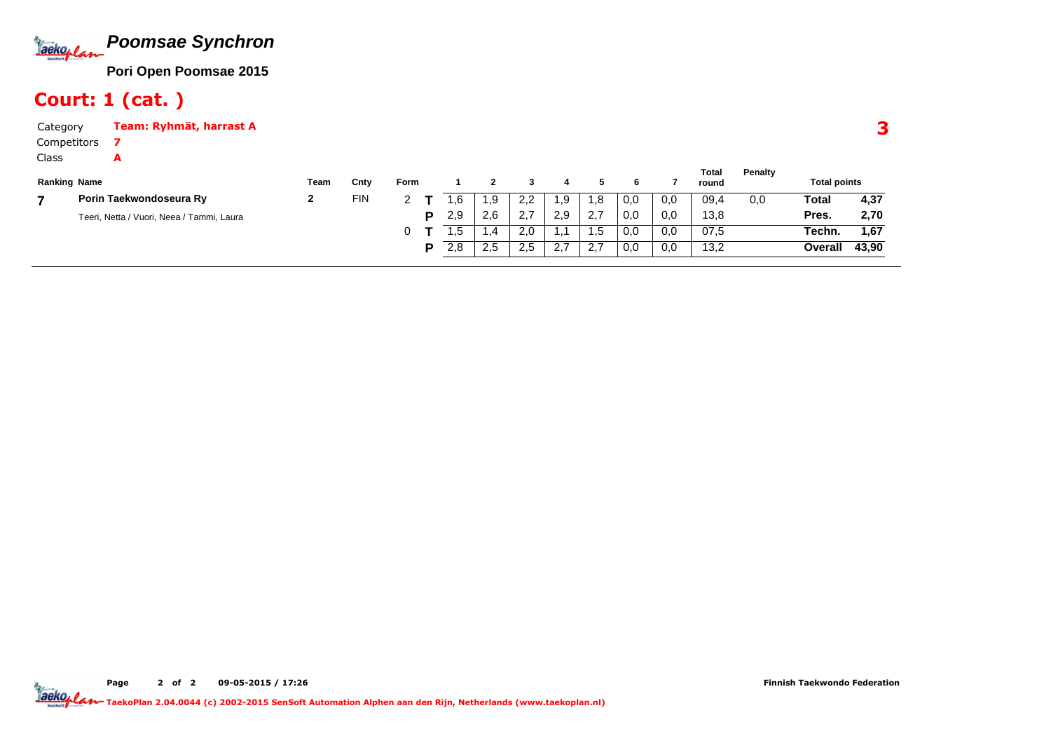# Poomsae Synchron

**Pori Open Poomsae 2015**

## Court: 1 (cat. )

Category **Team: Ryhmät, harrast A**

Competitors **7**

Class **A**

**3**

| Ranking | Name | Team | Cnty | Form | | 1 | 2 | 3 | 4 | 5 | 6 | 7 | Total round | Penalty | Total points | |
|---|---|---|---|---|---|---|---|---|---|---|---|---|---|---|---|---|
| **7** | **Porin Taekwondoseura Ry** | **2** | FIN | 2 | **T** | 1,6 | 1,9 | 2,2 | 1,9 | 1,8 | 0,0 | 0,0 | 09,4 | 0,0 | **Total** | **4,37** |
| | Teeri, Netta / Vuori, Neea / Tammi, Laura | | | | **P** | 2,9 | 2,6 | 2,7 | 2,9 | 2,7 | 0,0 | 0,0 | 13,8 | | **Pres.** | **2,70** |
| | | | | 0 | **T** | 1,5 | 1,4 | 2,0 | 1,1 | 1,5 | 0,0 | 0,0 | 07,5 | | **Techn.** | **1,67** |
| | | | | | **P** | 2,8 | 2,5 | 2,5 | 2,7 | 2,7 | 0,0 | 0,0 | 13,2 | | **Overall** | **43,90** |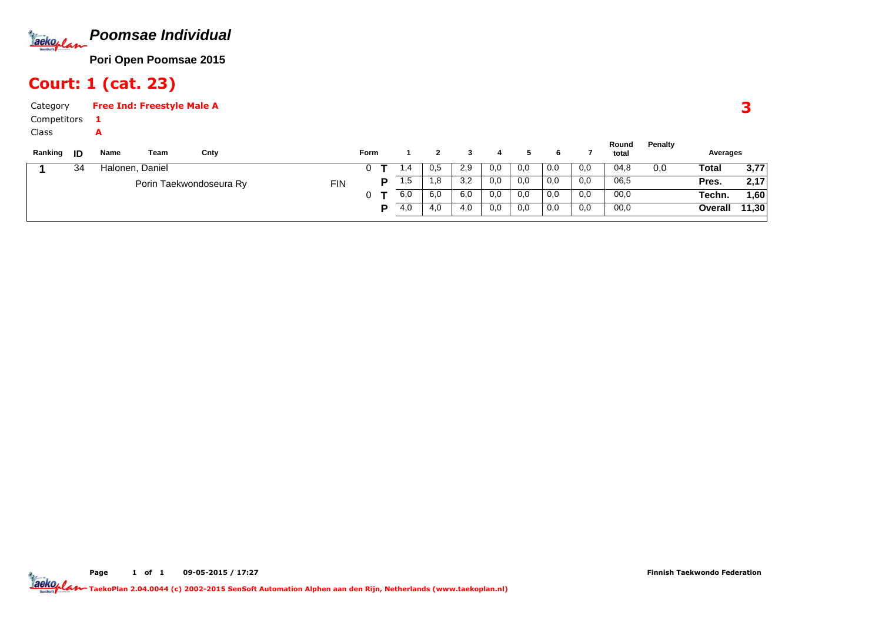## Poomsae Individual

**Pori Open Poomsae 2015**

# Court: 1 (cat. 23)

Category **Free Ind: Freestyle Male A**

Competitors **1**

Class **A**

**3**

| Ranking | ID | Name | Team | Cnty | Form | | 1 | 2 | 3 | 4 | 5 | 6 | 7 | Round total | Penalty | Averages | |
|---|---|---|---|---|---|---|---|---|---|---|---|---|---|---|---|---|---|
| 1 | 34 | Halonen, Daniel | | | 0 | T | 1,4 | 0,5 | 2,9 | 0,0 | 0,0 | 0,0 | 0,0 | 04,8 | 0,0 | Total | 3,77 |
| | | | Porin Taekwondoseura Ry | FIN | | P | 1,5 | 1,8 | 3,2 | 0,0 | 0,0 | 0,0 | 0,0 | 06,5 | | Pres. | 2,17 |
| | | | | | 0 | T | 6,0 | 6,0 | 6,0 | 0,0 | 0,0 | 0,0 | 0,0 | 00,0 | | Techn. | 1,60 |
| | | | | | | P | 4,0 | 4,0 | 4,0 | 0,0 | 0,0 | 0,0 | 0,0 | 00,0 | | Overall | 11,30 |

09-05-2015 / 17:27

Finnish Taekwondo Federation

TaekoPlan 2.04.0044 (c) 2002-2015 SenSoft Automation Alphen aan den Rijn, Netherlands (www.taekoplan.nl)